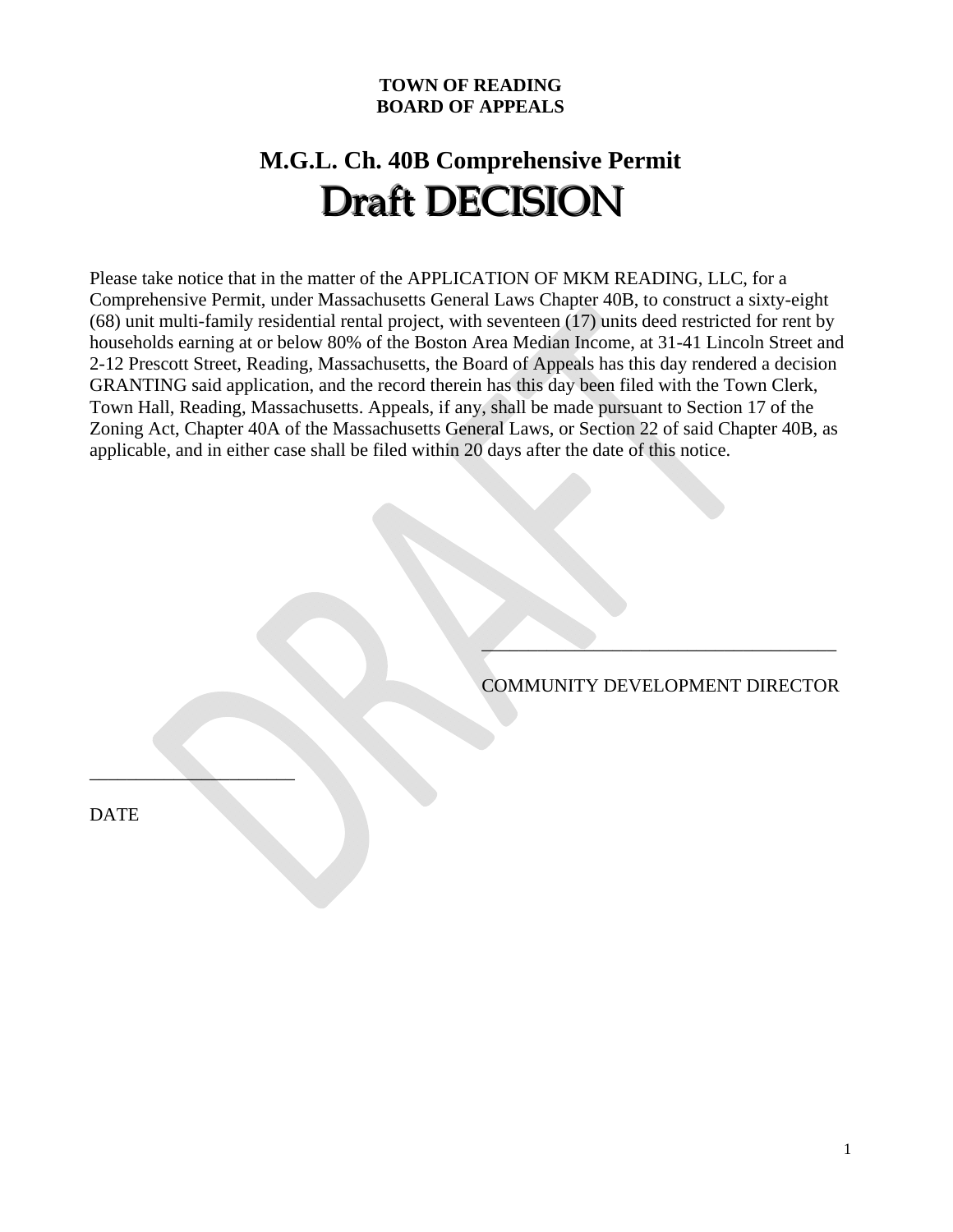**TOWN OF READING**
**BOARD OF APPEALS**

# M.G.L. Ch. 40B Comprehensive Permit

# Draft DECISION

Please take notice that in the matter of the APPLICATION OF MKM READING, LLC, for a Comprehensive Permit, under Massachusetts General Laws Chapter 40B, to construct a sixty-eight (68) unit multi-family residential rental project, with seventeen (17) units deed restricted for rent by households earning at or below 80% of the Boston Area Median Income, at 31-41 Lincoln Street and 2-12 Prescott Street, Reading, Massachusetts, the Board of Appeals has this day rendered a decision GRANTING said application, and the record therein has this day been filed with the Town Clerk, Town Hall, Reading, Massachusetts. Appeals, if any, shall be made pursuant to Section 17 of the Zoning Act, Chapter 40A of the Massachusetts General Laws, or Section 22 of said Chapter 40B, as applicable, and in either case shall be filed within 20 days after the date of this notice.

\_\_\_\_\_\_\_\_\_\_\_\_\_\_\_\_\_\_\_\_\_\_\_\_\_\_\_\_\_\_\_\_\_\_\_\_\_\_\_\_

COMMUNITY DEVELOPMENT DIRECTOR

\_\_\_\_\_\_\_\_\_\_\_\_\_\_\_\_\_\_\_\_\_\_

DATE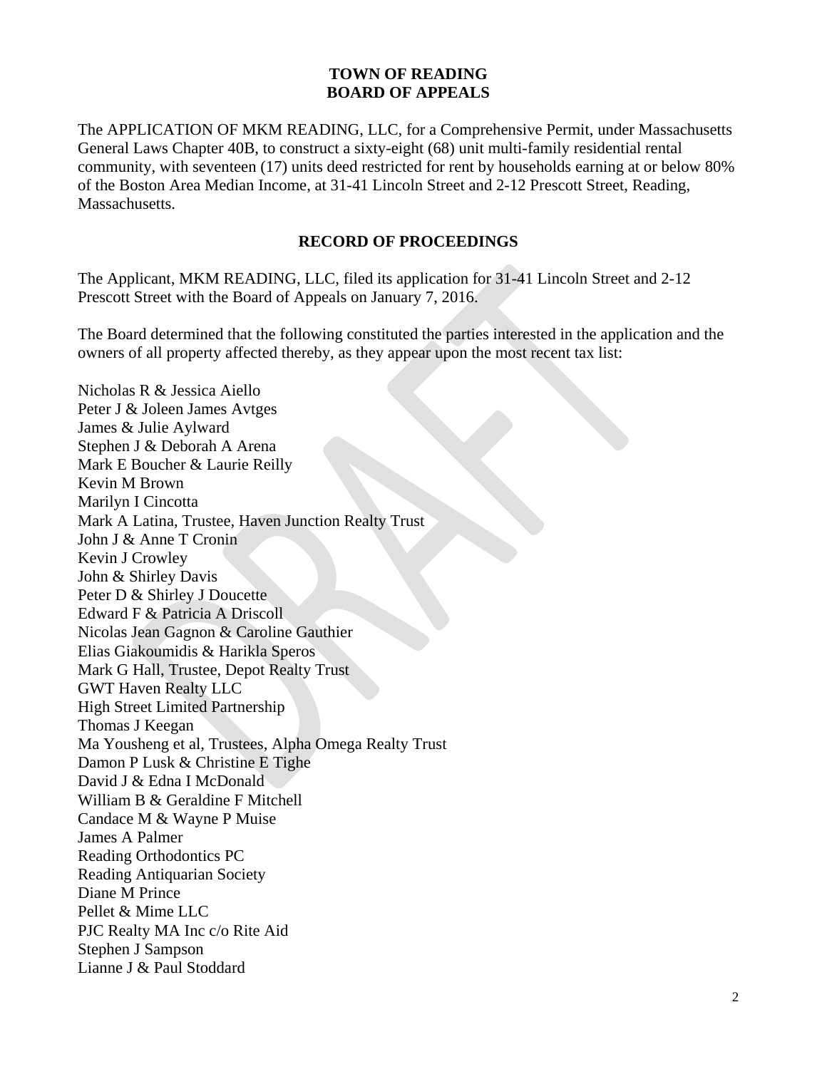**TOWN OF READING**
**BOARD OF APPEALS**

The APPLICATION OF MKM READING, LLC, for a Comprehensive Permit, under Massachusetts General Laws Chapter 40B, to construct a sixty-eight (68) unit multi-family residential rental community, with seventeen (17) units deed restricted for rent by households earning at or below 80% of the Boston Area Median Income, at 31-41 Lincoln Street and 2-12 Prescott Street, Reading, Massachusetts.

**RECORD OF PROCEEDINGS**

The Applicant, MKM READING, LLC, filed its application for 31-41 Lincoln Street and 2-12 Prescott Street with the Board of Appeals on January 7, 2016.

The Board determined that the following constituted the parties interested in the application and the owners of all property affected thereby, as they appear upon the most recent tax list:

Nicholas R & Jessica Aiello
Peter J & Joleen James Avtges
James & Julie Aylward
Stephen J & Deborah A Arena
Mark E Boucher & Laurie Reilly
Kevin M Brown
Marilyn I Cincotta
Mark A Latina, Trustee, Haven Junction Realty Trust
John J & Anne T Cronin
Kevin J Crowley
John & Shirley Davis
Peter D & Shirley J Doucette
Edward F & Patricia A Driscoll
Nicolas Jean Gagnon & Caroline Gauthier
Elias Giakoumidis & Harikla Speros
Mark G Hall, Trustee, Depot Realty Trust
GWT Haven Realty LLC
High Street Limited Partnership
Thomas J Keegan
Ma Yousheng et al, Trustees, Alpha Omega Realty Trust
Damon P Lusk & Christine E Tighe
David J & Edna I McDonald
William B & Geraldine F Mitchell
Candace M & Wayne P Muise
James A Palmer
Reading Orthodontics PC
Reading Antiquarian Society
Diane M Prince
Pellet & Mime LLC
PJC Realty MA Inc c/o Rite Aid
Stephen J Sampson
Lianne J & Paul Stoddard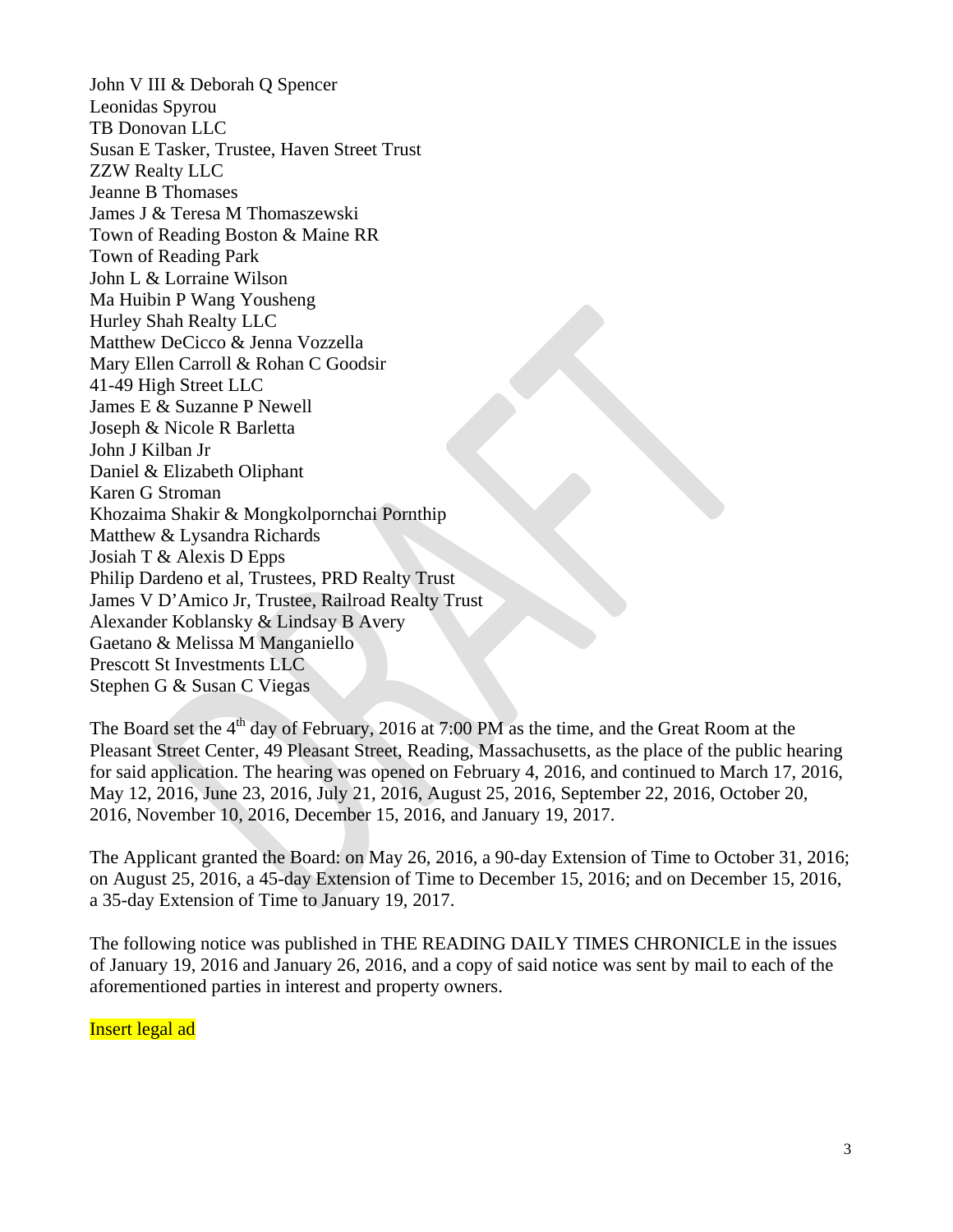John V III & Deborah Q Spencer
Leonidas Spyrou
TB Donovan LLC
Susan E Tasker, Trustee, Haven Street Trust
ZZW Realty LLC
Jeanne B Thomases
James J & Teresa M Thomaszewski
Town of Reading Boston & Maine RR
Town of Reading Park
John L & Lorraine Wilson
Ma Huibin P Wang Yousheng
Hurley Shah Realty LLC
Matthew DeCicco & Jenna Vozzella
Mary Ellen Carroll & Rohan C Goodsir
41-49 High Street LLC
James E & Suzanne P Newell
Joseph & Nicole R Barletta
John J Kilban Jr
Daniel & Elizabeth Oliphant
Karen G Stroman
Khozaima Shakir & Mongkolpornchai Pornthip
Matthew & Lysandra Richards
Josiah T & Alexis D Epps
Philip Dardeno et al, Trustees, PRD Realty Trust
James V D'Amico Jr, Trustee, Railroad Realty Trust
Alexander Koblansky & Lindsay B Avery
Gaetano & Melissa M Manganiello
Prescott St Investments LLC
Stephen G & Susan C Viegas

The Board set the 4th day of February, 2016 at 7:00 PM as the time, and the Great Room at the Pleasant Street Center, 49 Pleasant Street, Reading, Massachusetts, as the place of the public hearing for said application. The hearing was opened on February 4, 2016, and continued to March 17, 2016, May 12, 2016, June 23, 2016, July 21, 2016, August 25, 2016, September 22, 2016, October 20, 2016, November 10, 2016, December 15, 2016, and January 19, 2017.

The Applicant granted the Board: on May 26, 2016, a 90-day Extension of Time to October 31, 2016; on August 25, 2016, a 45-day Extension of Time to December 15, 2016; and on December 15, 2016, a 35-day Extension of Time to January 19, 2017.

The following notice was published in THE READING DAILY TIMES CHRONICLE in the issues of January 19, 2016 and January 26, 2016, and a copy of said notice was sent by mail to each of the aforementioned parties in interest and property owners.

Insert legal ad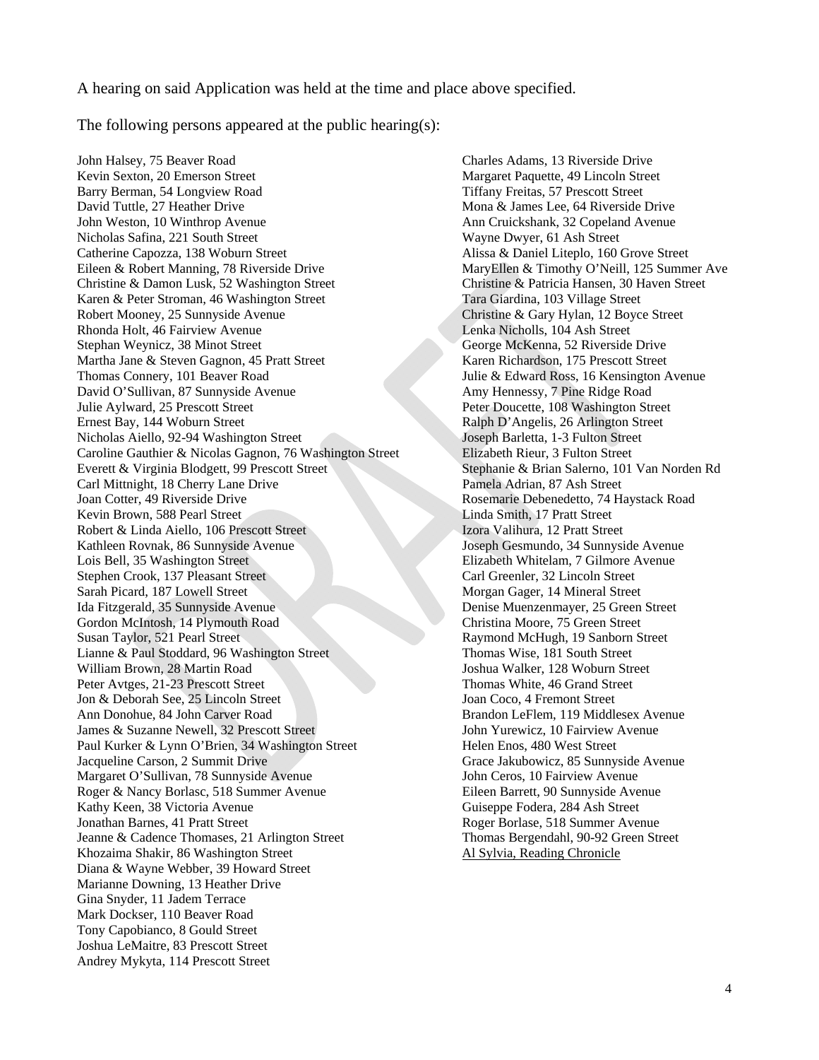A hearing on said Application was held at the time and place above specified.

The following persons appeared at the public hearing(s):

John Halsey, 75 Beaver Road
Kevin Sexton, 20 Emerson Street
Barry Berman, 54 Longview Road
David Tuttle, 27 Heather Drive
John Weston, 10 Winthrop Avenue
Nicholas Safina, 221 South Street
Catherine Capozza, 138 Woburn Street
Eileen & Robert Manning, 78 Riverside Drive
Christine & Damon Lusk, 52 Washington Street
Karen & Peter Stroman, 46 Washington Street
Robert Mooney, 25 Sunnyside Avenue
Rhonda Holt, 46 Fairview Avenue
Stephan Weynicz, 38 Minot Street
Martha Jane & Steven Gagnon, 45 Pratt Street
Thomas Connery, 101 Beaver Road
David O'Sullivan, 87 Sunnyside Avenue
Julie Aylward, 25 Prescott Street
Ernest Bay, 144 Woburn Street
Nicholas Aiello, 92-94 Washington Street
Caroline Gauthier & Nicolas Gagnon, 76 Washington Street
Everett & Virginia Blodgett, 99 Prescott Street
Carl Mittnight, 18 Cherry Lane Drive
Joan Cotter, 49 Riverside Drive
Kevin Brown, 588 Pearl Street
Robert & Linda Aiello, 106 Prescott Street
Kathleen Rovnak, 86 Sunnyside Avenue
Lois Bell, 35 Washington Street
Stephen Crook, 137 Pleasant Street
Sarah Picard, 187 Lowell Street
Ida Fitzgerald, 35 Sunnyside Avenue
Gordon McIntosh, 14 Plymouth Road
Susan Taylor, 521 Pearl Street
Lianne & Paul Stoddard, 96 Washington Street
William Brown, 28 Martin Road
Peter Avtges, 21-23 Prescott Street
Jon & Deborah See, 25 Lincoln Street
Ann Donohue, 84 John Carver Road
James & Suzanne Newell, 32 Prescott Street
Paul Kurker & Lynn O'Brien, 34 Washington Street
Jacqueline Carson, 2 Summit Drive
Margaret O'Sullivan, 78 Sunnyside Avenue
Roger & Nancy Borlasc, 518 Summer Avenue
Kathy Keen, 38 Victoria Avenue
Jonathan Barnes, 41 Pratt Street
Jeanne & Cadence Thomases, 21 Arlington Street
Khozaima Shakir, 86 Washington Street
Diana & Wayne Webber, 39 Howard Street
Marianne Downing, 13 Heather Drive
Gina Snyder, 11 Jadem Terrace
Mark Dockser, 110 Beaver Road
Tony Capobianco, 8 Gould Street
Joshua LeMaitre, 83 Prescott Street
Andrey Mykyta, 114 Prescott Street
Charles Adams, 13 Riverside Drive
Margaret Paquette, 49 Lincoln Street
Tiffany Freitas, 57 Prescott Street
Mona & James Lee, 64 Riverside Drive
Ann Cruickshank, 32 Copeland Avenue
Wayne Dwyer, 61 Ash Street
Alissa & Daniel Liteplo, 160 Grove Street
MaryEllen & Timothy O'Neill, 125 Summer Ave
Christine & Patricia Hansen, 30 Haven Street
Tara Giardina, 103 Village Street
Christine & Gary Hylan, 12 Boyce Street
Lenka Nicholls, 104 Ash Street
George McKenna, 52 Riverside Drive
Karen Richardson, 175 Prescott Street
Julie & Edward Ross, 16 Kensington Avenue
Amy Hennessy, 7 Pine Ridge Road
Peter Doucette, 108 Washington Street
Ralph D'Angelis, 26 Arlington Street
Joseph Barletta, 1-3 Fulton Street
Elizabeth Rieur, 3 Fulton Street
Stephanie & Brian Salerno, 101 Van Norden Rd
Pamela Adrian, 87 Ash Street
Rosemarie Debenedetto, 74 Haystack Road
Linda Smith, 17 Pratt Street
Izora Valihura, 12 Pratt Street
Joseph Gesmundo, 34 Sunnyside Avenue
Elizabeth Whitelam, 7 Gilmore Avenue
Carl Greenler, 32 Lincoln Street
Morgan Gager, 14 Mineral Street
Denise Muenzenmayer, 25 Green Street
Christina Moore, 75 Green Street
Raymond McHugh, 19 Sanborn Street
Thomas Wise, 181 South Street
Joshua Walker, 128 Woburn Street
Thomas White, 46 Grand Street
Joan Coco, 4 Fremont Street
Brandon LeFlem, 119 Middlesex Avenue
John Yurewicz, 10 Fairview Avenue
Helen Enos, 480 West Street
Grace Jakubowicz, 85 Sunnyside Avenue
John Ceros, 10 Fairview Avenue
Eileen Barrett, 90 Sunnyside Avenue
Guiseppe Fodera, 284 Ash Street
Roger Borlase, 518 Summer Avenue
Thomas Bergendahl, 90-92 Green Street
Al Sylvia, Reading Chronicle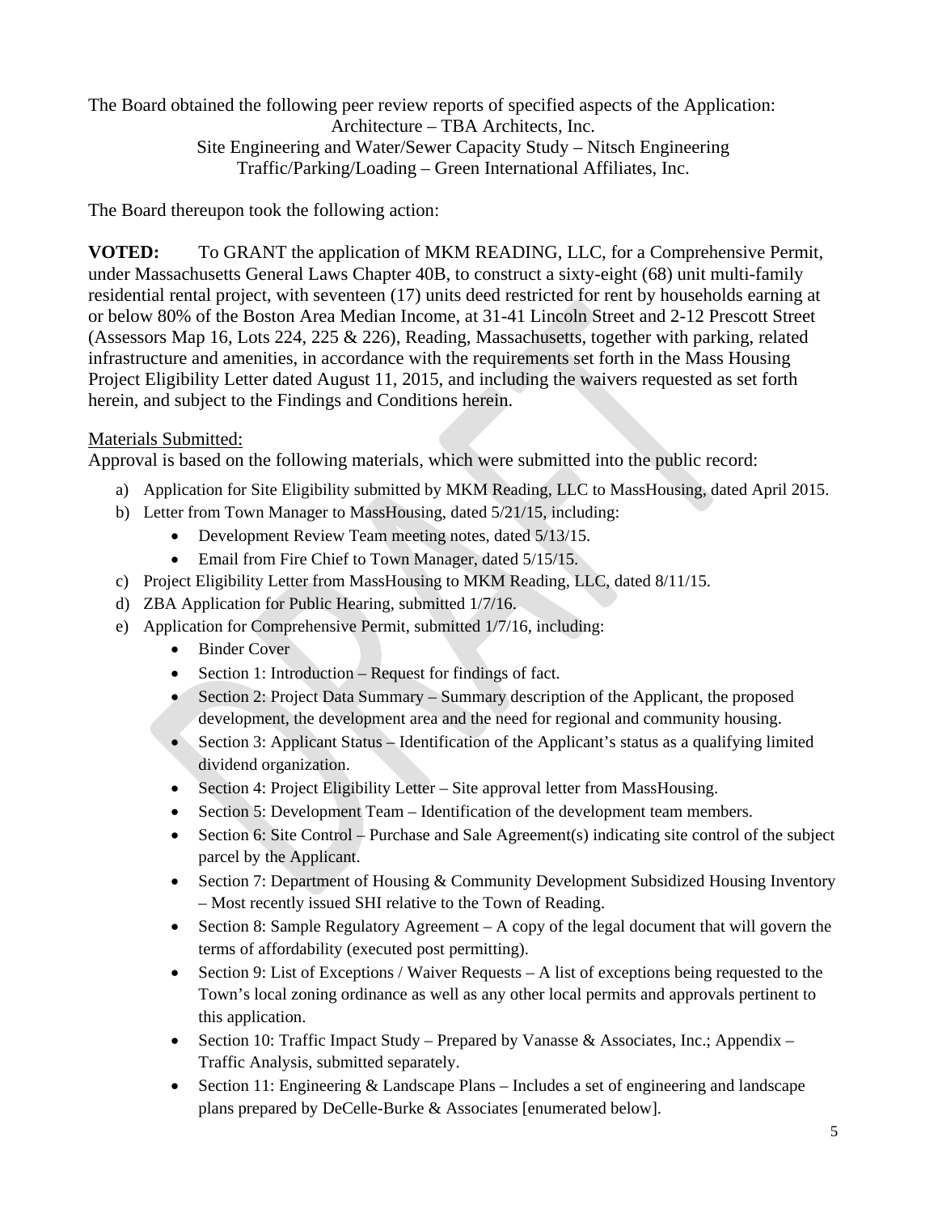The Board obtained the following peer review reports of specified aspects of the Application:

Architecture – TBA Architects, Inc.
Site Engineering and Water/Sewer Capacity Study – Nitsch Engineering
Traffic/Parking/Loading – Green International Affiliates, Inc.

The Board thereupon took the following action:

**VOTED:** To GRANT the application of MKM READING, LLC, for a Comprehensive Permit, under Massachusetts General Laws Chapter 40B, to construct a sixty-eight (68) unit multi-family residential rental project, with seventeen (17) units deed restricted for rent by households earning at or below 80% of the Boston Area Median Income, at 31-41 Lincoln Street and 2-12 Prescott Street (Assessors Map 16, Lots 224, 225 & 226), Reading, Massachusetts, together with parking, related infrastructure and amenities, in accordance with the requirements set forth in the Mass Housing Project Eligibility Letter dated August 11, 2015, and including the waivers requested as set forth herein, and subject to the Findings and Conditions herein.

Materials Submitted:

Approval is based on the following materials, which were submitted into the public record:

a) Application for Site Eligibility submitted by MKM Reading, LLC to MassHousing, dated April 2015.
b) Letter from Town Manager to MassHousing, dated 5/21/15, including:
    - Development Review Team meeting notes, dated 5/13/15.
    - Email from Fire Chief to Town Manager, dated 5/15/15.
c) Project Eligibility Letter from MassHousing to MKM Reading, LLC, dated 8/11/15.
d) ZBA Application for Public Hearing, submitted 1/7/16.
e) Application for Comprehensive Permit, submitted 1/7/16, including:
    - Binder Cover
    - Section 1: Introduction – Request for findings of fact.
    - Section 2: Project Data Summary – Summary description of the Applicant, the proposed development, the development area and the need for regional and community housing.
    - Section 3: Applicant Status – Identification of the Applicant's status as a qualifying limited dividend organization.
    - Section 4: Project Eligibility Letter – Site approval letter from MassHousing.
    - Section 5: Development Team – Identification of the development team members.
    - Section 6: Site Control – Purchase and Sale Agreement(s) indicating site control of the subject parcel by the Applicant.
    - Section 7: Department of Housing & Community Development Subsidized Housing Inventory – Most recently issued SHI relative to the Town of Reading.
    - Section 8: Sample Regulatory Agreement – A copy of the legal document that will govern the terms of affordability (executed post permitting).
    - Section 9: List of Exceptions / Waiver Requests – A list of exceptions being requested to the Town's local zoning ordinance as well as any other local permits and approvals pertinent to this application.
    - Section 10: Traffic Impact Study – Prepared by Vanasse & Associates, Inc.; Appendix – Traffic Analysis, submitted separately.
    - Section 11: Engineering & Landscape Plans – Includes a set of engineering and landscape plans prepared by DeCelle-Burke & Associates [enumerated below].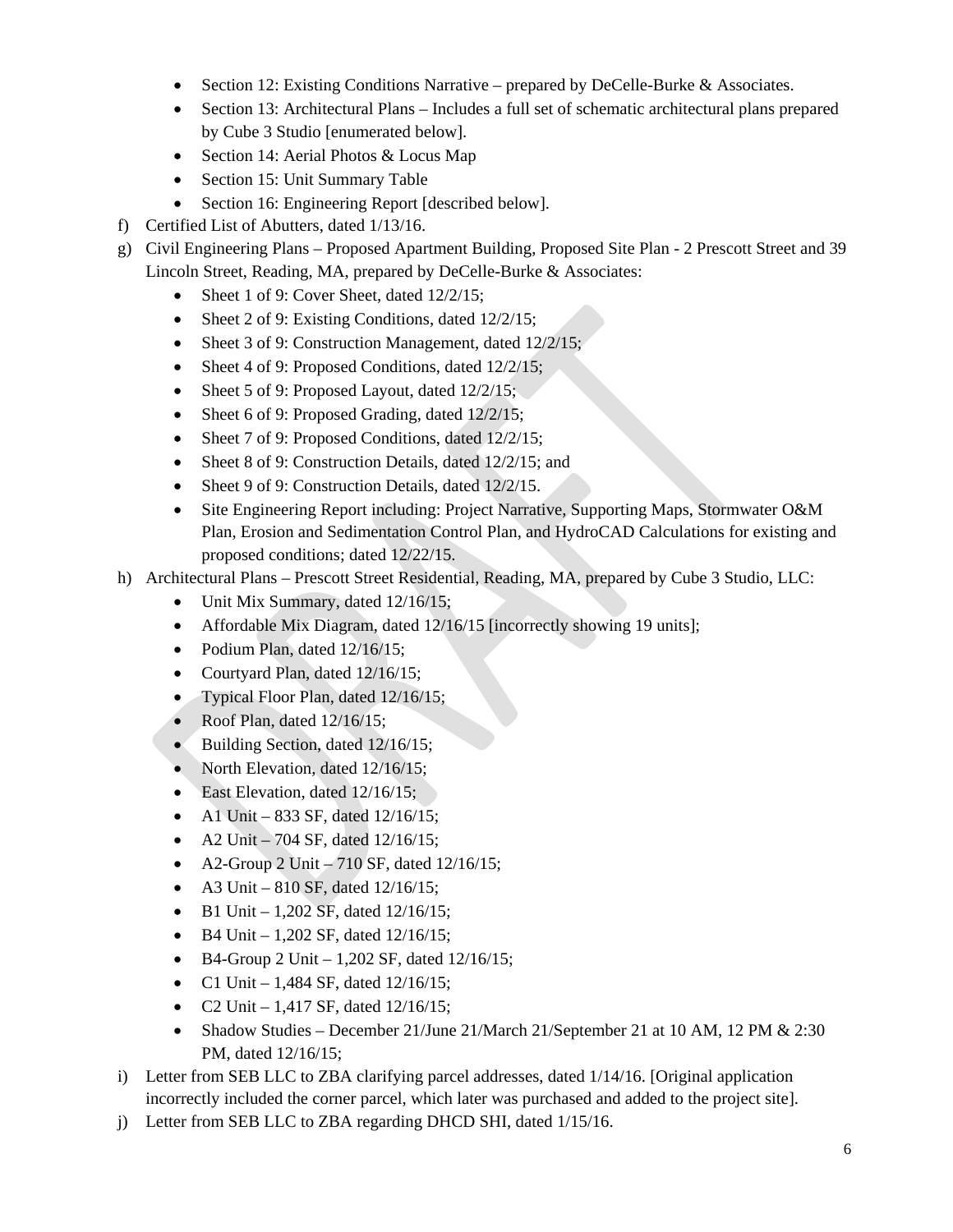- Section 12: Existing Conditions Narrative – prepared by DeCelle-Burke & Associates.
- Section 13: Architectural Plans – Includes a full set of schematic architectural plans prepared by Cube 3 Studio [enumerated below].
- Section 14: Aerial Photos & Locus Map
- Section 15: Unit Summary Table
- Section 16: Engineering Report [described below].

f) Certified List of Abutters, dated 1/13/16.

g) Civil Engineering Plans – Proposed Apartment Building, Proposed Site Plan - 2 Prescott Street and 39 Lincoln Street, Reading, MA, prepared by DeCelle-Burke & Associates:
   - Sheet 1 of 9: Cover Sheet, dated 12/2/15;
   - Sheet 2 of 9: Existing Conditions, dated 12/2/15;
   - Sheet 3 of 9: Construction Management, dated 12/2/15;
   - Sheet 4 of 9: Proposed Conditions, dated 12/2/15;
   - Sheet 5 of 9: Proposed Layout, dated 12/2/15;
   - Sheet 6 of 9: Proposed Grading, dated 12/2/15;
   - Sheet 7 of 9: Proposed Conditions, dated 12/2/15;
   - Sheet 8 of 9: Construction Details, dated 12/2/15; and
   - Sheet 9 of 9: Construction Details, dated 12/2/15.
   - Site Engineering Report including: Project Narrative, Supporting Maps, Stormwater O&M Plan, Erosion and Sedimentation Control Plan, and HydroCAD Calculations for existing and proposed conditions; dated 12/22/15.

h) Architectural Plans – Prescott Street Residential, Reading, MA, prepared by Cube 3 Studio, LLC:
   - Unit Mix Summary, dated 12/16/15;
   - Affordable Mix Diagram, dated 12/16/15 [incorrectly showing 19 units];
   - Podium Plan, dated 12/16/15;
   - Courtyard Plan, dated 12/16/15;
   - Typical Floor Plan, dated 12/16/15;
   - Roof Plan, dated 12/16/15;
   - Building Section, dated 12/16/15;
   - North Elevation, dated 12/16/15;
   - East Elevation, dated 12/16/15;
   - A1 Unit – 833 SF, dated 12/16/15;
   - A2 Unit – 704 SF, dated 12/16/15;
   - A2-Group 2 Unit – 710 SF, dated 12/16/15;
   - A3 Unit – 810 SF, dated 12/16/15;
   - B1 Unit – 1,202 SF, dated 12/16/15;
   - B4 Unit – 1,202 SF, dated 12/16/15;
   - B4-Group 2 Unit – 1,202 SF, dated 12/16/15;
   - C1 Unit – 1,484 SF, dated 12/16/15;
   - C2 Unit – 1,417 SF, dated 12/16/15;
   - Shadow Studies – December 21/June 21/March 21/September 21 at 10 AM, 12 PM & 2:30 PM, dated 12/16/15;

i) Letter from SEB LLC to ZBA clarifying parcel addresses, dated 1/14/16. [Original application incorrectly included the corner parcel, which later was purchased and added to the project site].

j) Letter from SEB LLC to ZBA regarding DHCD SHI, dated 1/15/16.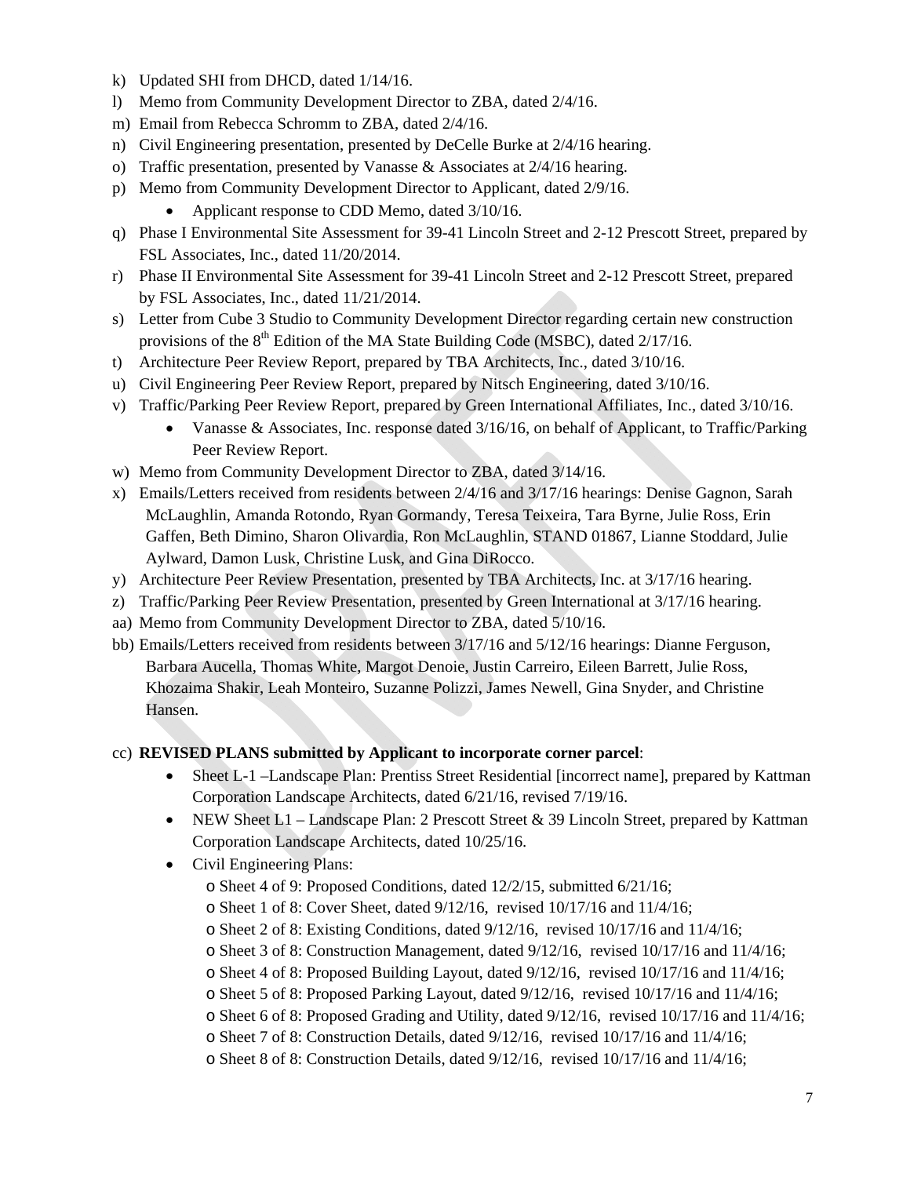k) Updated SHI from DHCD, dated 1/14/16.
l) Memo from Community Development Director to ZBA, dated 2/4/16.
m) Email from Rebecca Schromm to ZBA, dated 2/4/16.
n) Civil Engineering presentation, presented by DeCelle Burke at 2/4/16 hearing.
o) Traffic presentation, presented by Vanasse & Associates at 2/4/16 hearing.
p) Memo from Community Development Director to Applicant, dated 2/9/16.
    - Applicant response to CDD Memo, dated 3/10/16.
q) Phase I Environmental Site Assessment for 39-41 Lincoln Street and 2-12 Prescott Street, prepared by FSL Associates, Inc., dated 11/20/2014.
r) Phase II Environmental Site Assessment for 39-41 Lincoln Street and 2-12 Prescott Street, prepared by FSL Associates, Inc., dated 11/21/2014.
s) Letter from Cube 3 Studio to Community Development Director regarding certain new construction provisions of the 8th Edition of the MA State Building Code (MSBC), dated 2/17/16.
t) Architecture Peer Review Report, prepared by TBA Architects, Inc., dated 3/10/16.
u) Civil Engineering Peer Review Report, prepared by Nitsch Engineering, dated 3/10/16.
v) Traffic/Parking Peer Review Report, prepared by Green International Affiliates, Inc., dated 3/10/16.
    - Vanasse & Associates, Inc. response dated 3/16/16, on behalf of Applicant, to Traffic/Parking Peer Review Report.
w) Memo from Community Development Director to ZBA, dated 3/14/16.
x) Emails/Letters received from residents between 2/4/16 and 3/17/16 hearings: Denise Gagnon, Sarah McLaughlin, Amanda Rotondo, Ryan Gormandy, Teresa Teixeira, Tara Byrne, Julie Ross, Erin Gaffen, Beth Dimino, Sharon Olivardia, Ron McLaughlin, STAND 01867, Lianne Stoddard, Julie Aylward, Damon Lusk, Christine Lusk, and Gina DiRocco.
y) Architecture Peer Review Presentation, presented by TBA Architects, Inc. at 3/17/16 hearing.
z) Traffic/Parking Peer Review Presentation, presented by Green International at 3/17/16 hearing.
aa) Memo from Community Development Director to ZBA, dated 5/10/16.
bb) Emails/Letters received from residents between 3/17/16 and 5/12/16 hearings: Dianne Ferguson, Barbara Aucella, Thomas White, Margot Denoie, Justin Carreiro, Eileen Barrett, Julie Ross, Khozaima Shakir, Leah Monteiro, Suzanne Polizzi, James Newell, Gina Snyder, and Christine Hansen.

cc) **REVISED PLANS submitted by Applicant to incorporate corner parcel**:
    - Sheet L-1 –Landscape Plan: Prentiss Street Residential [incorrect name], prepared by Kattman Corporation Landscape Architects, dated 6/21/16, revised 7/19/16.
    - NEW Sheet L1 – Landscape Plan: 2 Prescott Street & 39 Lincoln Street, prepared by Kattman Corporation Landscape Architects, dated 10/25/16.
    - Civil Engineering Plans:
        - Sheet 4 of 9: Proposed Conditions, dated 12/2/15, submitted 6/21/16;
        - Sheet 1 of 8: Cover Sheet, dated 9/12/16, revised 10/17/16 and 11/4/16;
        - Sheet 2 of 8: Existing Conditions, dated 9/12/16, revised 10/17/16 and 11/4/16;
        - Sheet 3 of 8: Construction Management, dated 9/12/16, revised 10/17/16 and 11/4/16;
        - Sheet 4 of 8: Proposed Building Layout, dated 9/12/16, revised 10/17/16 and 11/4/16;
        - Sheet 5 of 8: Proposed Parking Layout, dated 9/12/16, revised 10/17/16 and 11/4/16;
        - Sheet 6 of 8: Proposed Grading and Utility, dated 9/12/16, revised 10/17/16 and 11/4/16;
        - Sheet 7 of 8: Construction Details, dated 9/12/16, revised 10/17/16 and 11/4/16;
        - Sheet 8 of 8: Construction Details, dated 9/12/16, revised 10/17/16 and 11/4/16;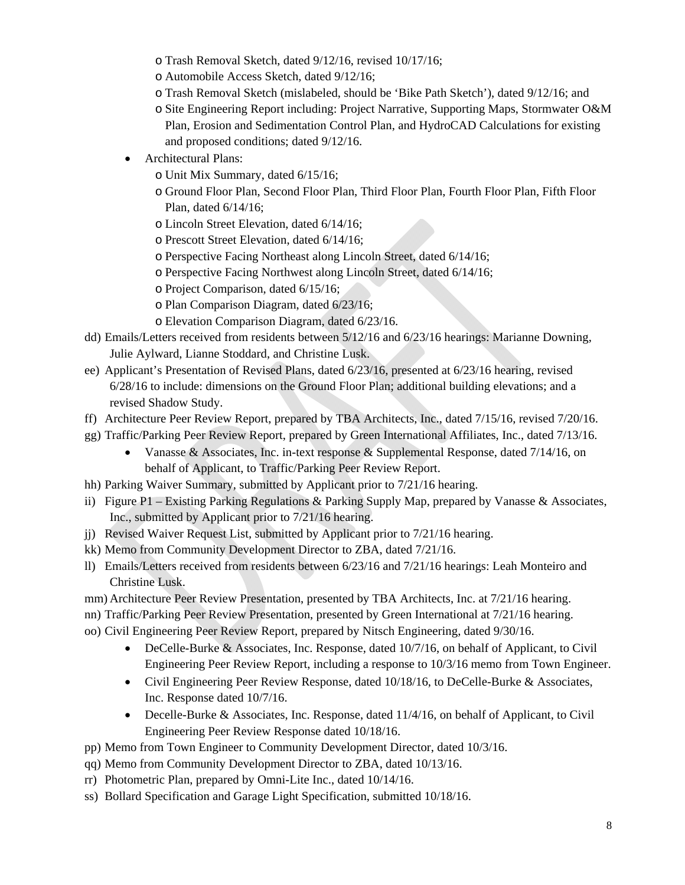- o Trash Removal Sketch, dated 9/12/16, revised 10/17/16;
    - o Automobile Access Sketch, dated 9/12/16;
    - o Trash Removal Sketch (mislabeled, should be 'Bike Path Sketch'), dated 9/12/16; and
    - o Site Engineering Report including: Project Narrative, Supporting Maps, Stormwater O&M Plan, Erosion and Sedimentation Control Plan, and HydroCAD Calculations for existing and proposed conditions; dated 9/12/16.
  - Architectural Plans:
    - o Unit Mix Summary, dated 6/15/16;
    - o Ground Floor Plan, Second Floor Plan, Third Floor Plan, Fourth Floor Plan, Fifth Floor Plan, dated 6/14/16;
    - o Lincoln Street Elevation, dated 6/14/16;
    - o Prescott Street Elevation, dated 6/14/16;
    - o Perspective Facing Northeast along Lincoln Street, dated 6/14/16;
    - o Perspective Facing Northwest along Lincoln Street, dated 6/14/16;
    - o Project Comparison, dated 6/15/16;
    - o Plan Comparison Diagram, dated 6/23/16;
    - o Elevation Comparison Diagram, dated 6/23/16.

dd) Emails/Letters received from residents between 5/12/16 and 6/23/16 hearings: Marianne Downing, Julie Aylward, Lianne Stoddard, and Christine Lusk.

ee) Applicant's Presentation of Revised Plans, dated 6/23/16, presented at 6/23/16 hearing, revised 6/28/16 to include: dimensions on the Ground Floor Plan; additional building elevations; and a revised Shadow Study.

ff) Architecture Peer Review Report, prepared by TBA Architects, Inc., dated 7/15/16, revised 7/20/16.

gg) Traffic/Parking Peer Review Report, prepared by Green International Affiliates, Inc., dated 7/13/16.
  - Vanasse & Associates, Inc. in-text response & Supplemental Response, dated 7/14/16, on behalf of Applicant, to Traffic/Parking Peer Review Report.

hh) Parking Waiver Summary, submitted by Applicant prior to 7/21/16 hearing.

ii) Figure P1 – Existing Parking Regulations & Parking Supply Map, prepared by Vanasse & Associates, Inc., submitted by Applicant prior to 7/21/16 hearing.

jj) Revised Waiver Request List, submitted by Applicant prior to 7/21/16 hearing.

kk) Memo from Community Development Director to ZBA, dated 7/21/16.

ll) Emails/Letters received from residents between 6/23/16 and 7/21/16 hearings: Leah Monteiro and Christine Lusk.

mm) Architecture Peer Review Presentation, presented by TBA Architects, Inc. at 7/21/16 hearing.

nn) Traffic/Parking Peer Review Presentation, presented by Green International at 7/21/16 hearing.

oo) Civil Engineering Peer Review Report, prepared by Nitsch Engineering, dated 9/30/16.
  - DeCelle-Burke & Associates, Inc. Response, dated 10/7/16, on behalf of Applicant, to Civil Engineering Peer Review Report, including a response to 10/3/16 memo from Town Engineer.
  - Civil Engineering Peer Review Response, dated 10/18/16, to DeCelle-Burke & Associates, Inc. Response dated 10/7/16.
  - Decelle-Burke & Associates, Inc. Response, dated 11/4/16, on behalf of Applicant, to Civil Engineering Peer Review Response dated 10/18/16.

pp) Memo from Town Engineer to Community Development Director, dated 10/3/16.

qq) Memo from Community Development Director to ZBA, dated 10/13/16.

rr) Photometric Plan, prepared by Omni-Lite Inc., dated 10/14/16.

ss) Bollard Specification and Garage Light Specification, submitted 10/18/16.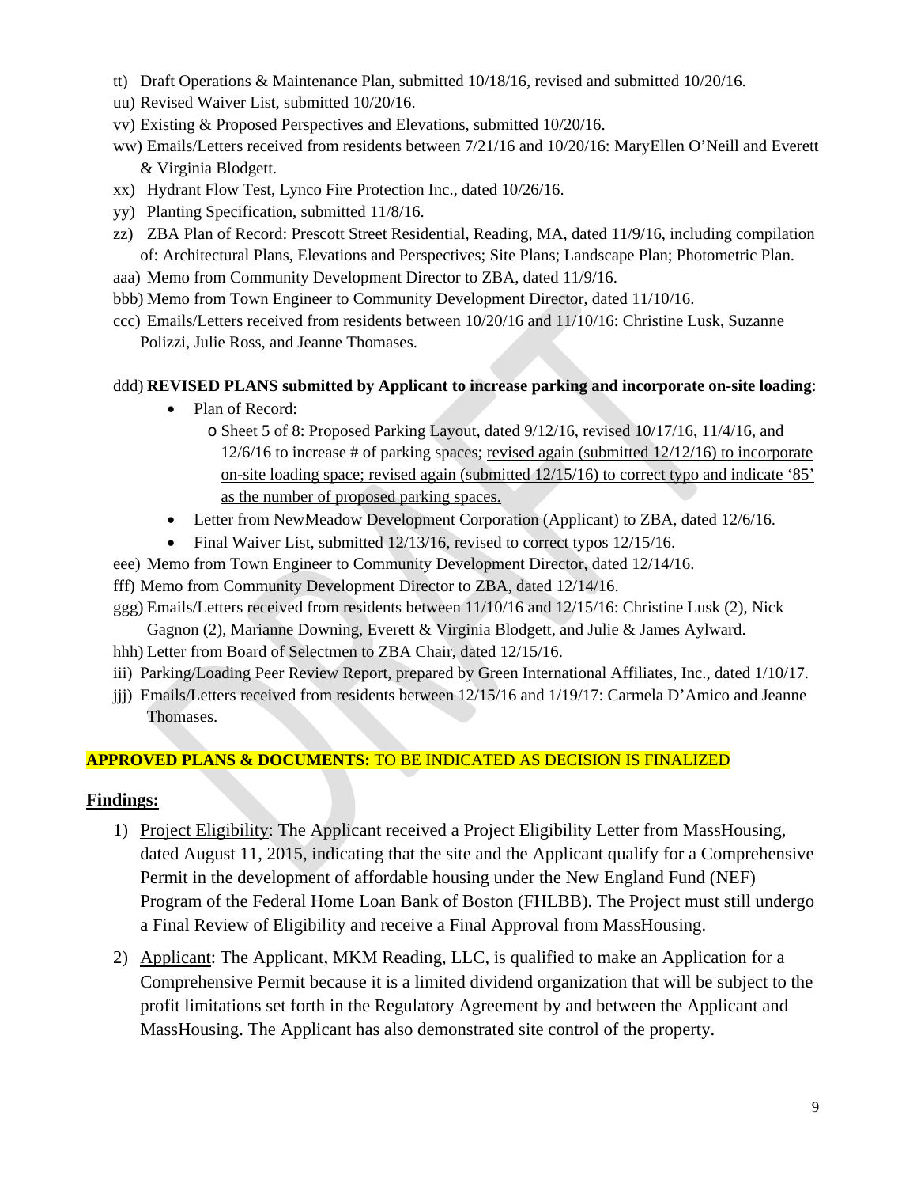tt) Draft Operations & Maintenance Plan, submitted 10/18/16, revised and submitted 10/20/16.

uu) Revised Waiver List, submitted 10/20/16.

vv) Existing & Proposed Perspectives and Elevations, submitted 10/20/16.

ww) Emails/Letters received from residents between 7/21/16 and 10/20/16: MaryEllen O'Neill and Everett & Virginia Blodgett.

xx) Hydrant Flow Test, Lynco Fire Protection Inc., dated 10/26/16.

yy) Planting Specification, submitted 11/8/16.

zz) ZBA Plan of Record: Prescott Street Residential, Reading, MA, dated 11/9/16, including compilation of: Architectural Plans, Elevations and Perspectives; Site Plans; Landscape Plan; Photometric Plan.

aaa) Memo from Community Development Director to ZBA, dated 11/9/16.

bbb) Memo from Town Engineer to Community Development Director, dated 11/10/16.

ccc) Emails/Letters received from residents between 10/20/16 and 11/10/16: Christine Lusk, Suzanne Polizzi, Julie Ross, and Jeanne Thomases.

ddd) **REVISED PLANS submitted by Applicant to increase parking and incorporate on-site loading**:

- Plan of Record:
  - Sheet 5 of 8: Proposed Parking Layout, dated 9/12/16, revised 10/17/16, 11/4/16, and 12/6/16 to increase # of parking spaces; <u>revised again (submitted 12/12/16) to incorporate on-site loading space; revised again (submitted 12/15/16) to correct typo and indicate '85' as the number of proposed parking spaces.</u>
- Letter from NewMeadow Development Corporation (Applicant) to ZBA, dated 12/6/16.
- Final Waiver List, submitted 12/13/16, revised to correct typos 12/15/16.

eee) Memo from Town Engineer to Community Development Director, dated 12/14/16.

fff) Memo from Community Development Director to ZBA, dated 12/14/16.

ggg) Emails/Letters received from residents between 11/10/16 and 12/15/16: Christine Lusk (2), Nick Gagnon (2), Marianne Downing, Everett & Virginia Blodgett, and Julie & James Aylward.

hhh) Letter from Board of Selectmen to ZBA Chair, dated 12/15/16.

iii) Parking/Loading Peer Review Report, prepared by Green International Affiliates, Inc., dated 1/10/17.

jjj) Emails/Letters received from residents between 12/15/16 and 1/19/17: Carmela D'Amico and Jeanne Thomases.

**APPROVED PLANS & DOCUMENTS:** TO BE INDICATED AS DECISION IS FINALIZED

## <u>Findings:</u>

1) <u>Project Eligibility</u>: The Applicant received a Project Eligibility Letter from MassHousing, dated August 11, 2015, indicating that the site and the Applicant qualify for a Comprehensive Permit in the development of affordable housing under the New England Fund (NEF) Program of the Federal Home Loan Bank of Boston (FHLBB). The Project must still undergo a Final Review of Eligibility and receive a Final Approval from MassHousing.

2) <u>Applicant</u>: The Applicant, MKM Reading, LLC, is qualified to make an Application for a Comprehensive Permit because it is a limited dividend organization that will be subject to the profit limitations set forth in the Regulatory Agreement by and between the Applicant and MassHousing. The Applicant has also demonstrated site control of the property.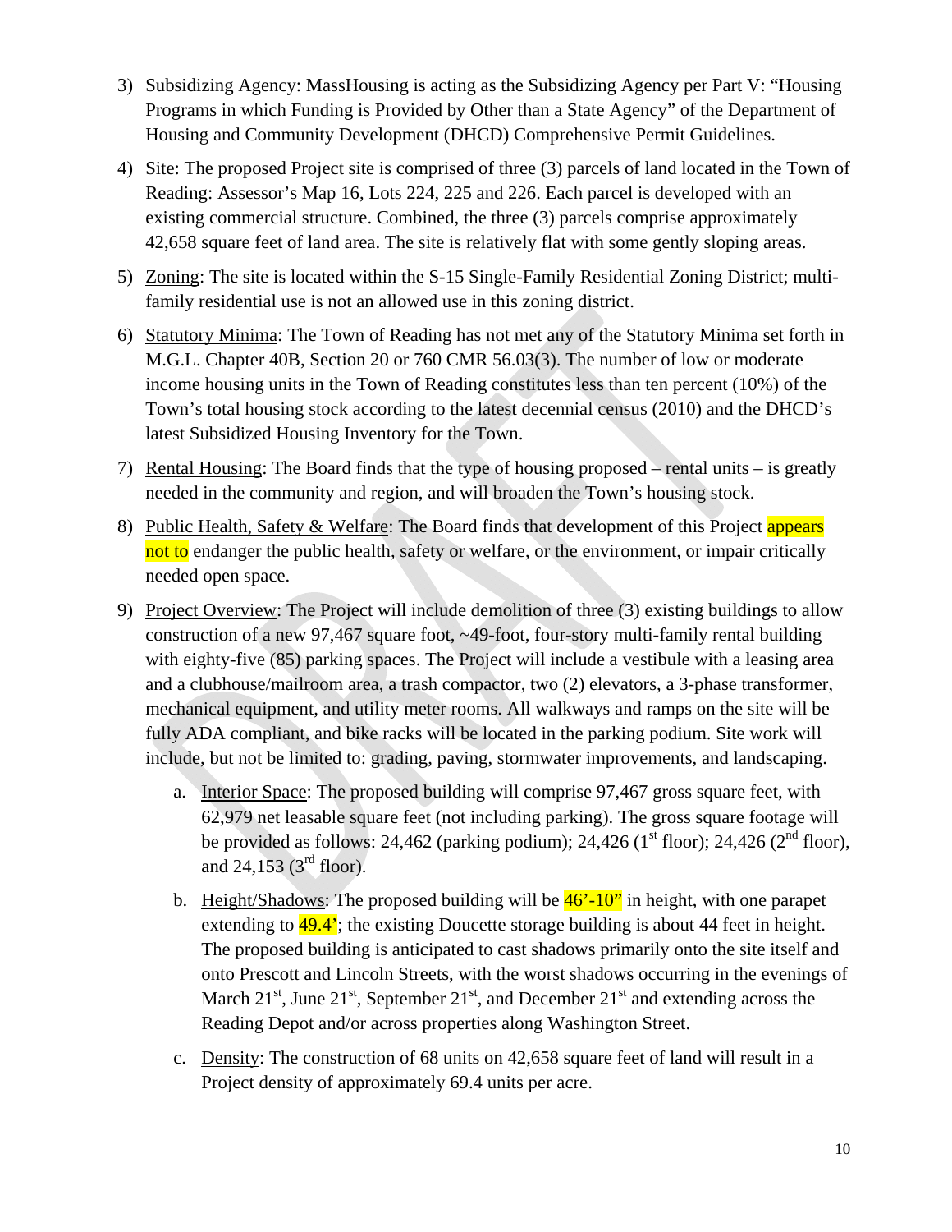3) Subsidizing Agency: MassHousing is acting as the Subsidizing Agency per Part V: "Housing Programs in which Funding is Provided by Other than a State Agency" of the Department of Housing and Community Development (DHCD) Comprehensive Permit Guidelines.

4) Site: The proposed Project site is comprised of three (3) parcels of land located in the Town of Reading: Assessor's Map 16, Lots 224, 225 and 226. Each parcel is developed with an existing commercial structure. Combined, the three (3) parcels comprise approximately 42,658 square feet of land area. The site is relatively flat with some gently sloping areas.

5) Zoning: The site is located within the S-15 Single-Family Residential Zoning District; multi-family residential use is not an allowed use in this zoning district.

6) Statutory Minima: The Town of Reading has not met any of the Statutory Minima set forth in M.G.L. Chapter 40B, Section 20 or 760 CMR 56.03(3). The number of low or moderate income housing units in the Town of Reading constitutes less than ten percent (10%) of the Town's total housing stock according to the latest decennial census (2010) and the DHCD's latest Subsidized Housing Inventory for the Town.

7) Rental Housing: The Board finds that the type of housing proposed – rental units – is greatly needed in the community and region, and will broaden the Town's housing stock.

8) Public Health, Safety & Welfare: The Board finds that development of this Project appears not to endanger the public health, safety or welfare, or the environment, or impair critically needed open space.

9) Project Overview: The Project will include demolition of three (3) existing buildings to allow construction of a new 97,467 square foot, ~49-foot, four-story multi-family rental building with eighty-five (85) parking spaces. The Project will include a vestibule with a leasing area and a clubhouse/mailroom area, a trash compactor, two (2) elevators, a 3-phase transformer, mechanical equipment, and utility meter rooms. All walkways and ramps on the site will be fully ADA compliant, and bike racks will be located in the parking podium. Site work will include, but not be limited to: grading, paving, stormwater improvements, and landscaping.

   a. Interior Space: The proposed building will comprise 97,467 gross square feet, with 62,979 net leasable square feet (not including parking). The gross square footage will be provided as follows: 24,462 (parking podium); 24,426 (1st floor); 24,426 (2nd floor), and 24,153 (3rd floor).

   b. Height/Shadows: The proposed building will be 46'-10" in height, with one parapet extending to 49.4'; the existing Doucette storage building is about 44 feet in height. The proposed building is anticipated to cast shadows primarily onto the site itself and onto Prescott and Lincoln Streets, with the worst shadows occurring in the evenings of March 21st, June 21st, September 21st, and December 21st and extending across the Reading Depot and/or across properties along Washington Street.

   c. Density: The construction of 68 units on 42,658 square feet of land will result in a Project density of approximately 69.4 units per acre.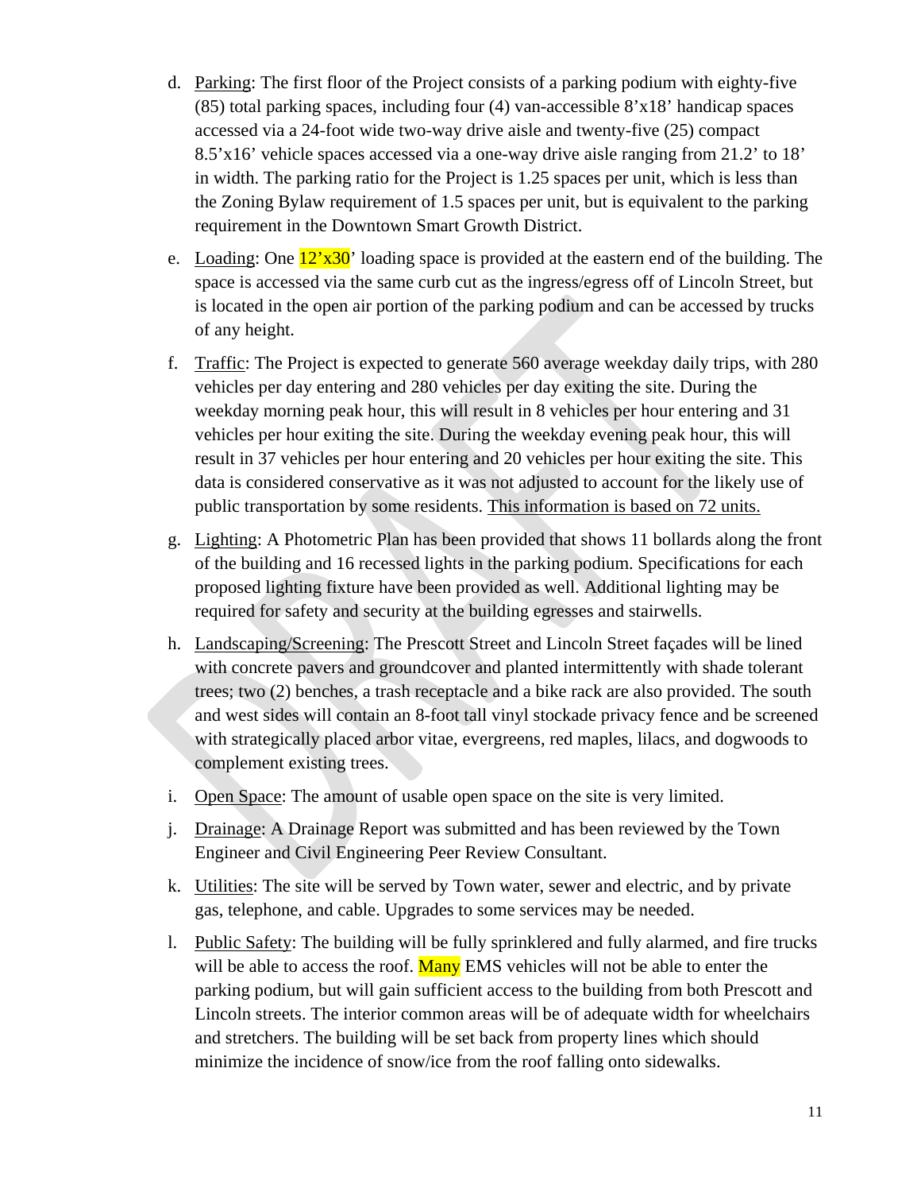d. Parking: The first floor of the Project consists of a parking podium with eighty-five (85) total parking spaces, including four (4) van-accessible 8'x18' handicap spaces accessed via a 24-foot wide two-way drive aisle and twenty-five (25) compact 8.5'x16' vehicle spaces accessed via a one-way drive aisle ranging from 21.2' to 18' in width. The parking ratio for the Project is 1.25 spaces per unit, which is less than the Zoning Bylaw requirement of 1.5 spaces per unit, but is equivalent to the parking requirement in the Downtown Smart Growth District.

e. Loading: One 12'x30' loading space is provided at the eastern end of the building. The space is accessed via the same curb cut as the ingress/egress off of Lincoln Street, but is located in the open air portion of the parking podium and can be accessed by trucks of any height.

f. Traffic: The Project is expected to generate 560 average weekday daily trips, with 280 vehicles per day entering and 280 vehicles per day exiting the site. During the weekday morning peak hour, this will result in 8 vehicles per hour entering and 31 vehicles per hour exiting the site. During the weekday evening peak hour, this will result in 37 vehicles per hour entering and 20 vehicles per hour exiting the site. This data is considered conservative as it was not adjusted to account for the likely use of public transportation by some residents. This information is based on 72 units.

g. Lighting: A Photometric Plan has been provided that shows 11 bollards along the front of the building and 16 recessed lights in the parking podium. Specifications for each proposed lighting fixture have been provided as well. Additional lighting may be required for safety and security at the building egresses and stairwells.

h. Landscaping/Screening: The Prescott Street and Lincoln Street façades will be lined with concrete pavers and groundcover and planted intermittently with shade tolerant trees; two (2) benches, a trash receptacle and a bike rack are also provided. The south and west sides will contain an 8-foot tall vinyl stockade privacy fence and be screened with strategically placed arbor vitae, evergreens, red maples, lilacs, and dogwoods to complement existing trees.

i. Open Space: The amount of usable open space on the site is very limited.

j. Drainage: A Drainage Report was submitted and has been reviewed by the Town Engineer and Civil Engineering Peer Review Consultant.

k. Utilities: The site will be served by Town water, sewer and electric, and by private gas, telephone, and cable. Upgrades to some services may be needed.

l. Public Safety: The building will be fully sprinklered and fully alarmed, and fire trucks will be able to access the roof. Many EMS vehicles will not be able to enter the parking podium, but will gain sufficient access to the building from both Prescott and Lincoln streets. The interior common areas will be of adequate width for wheelchairs and stretchers. The building will be set back from property lines which should minimize the incidence of snow/ice from the roof falling onto sidewalks.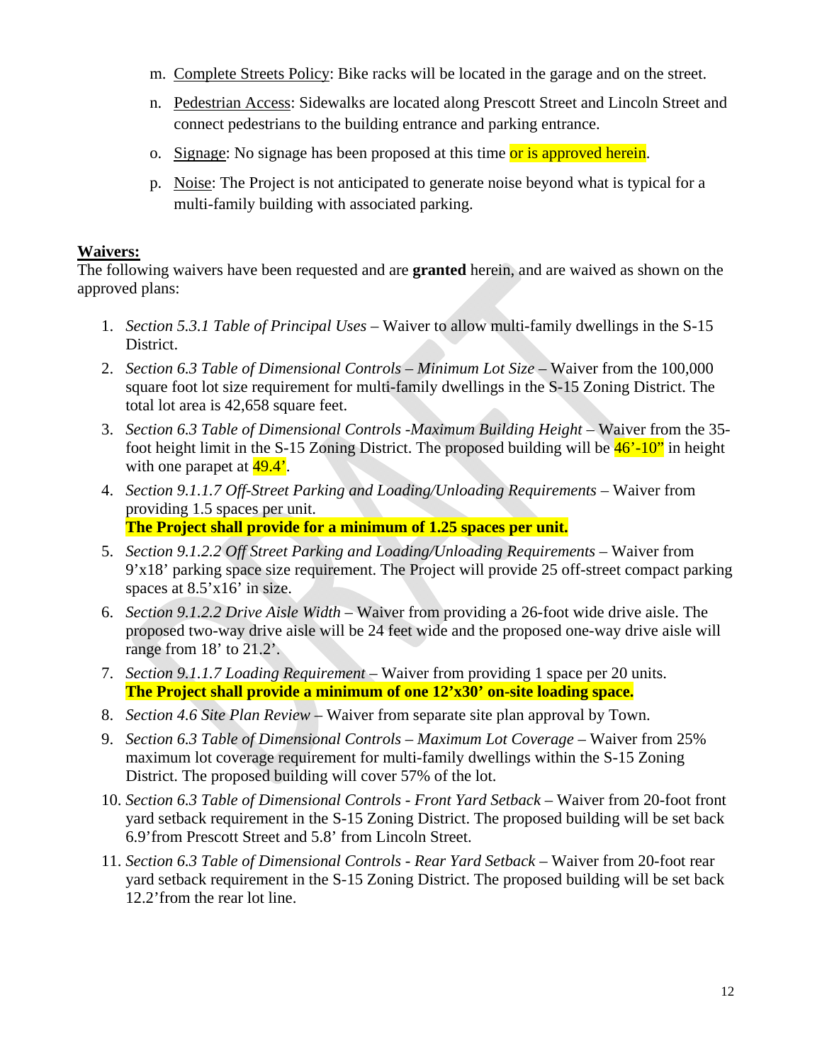m. <u>Complete Streets Policy</u>: Bike racks will be located in the garage and on the street.

n. <u>Pedestrian Access</u>: Sidewalks are located along Prescott Street and Lincoln Street and connect pedestrians to the building entrance and parking entrance.

o. <u>Signage</u>: No signage has been proposed at this time or is approved herein.

p. <u>Noise</u>: The Project is not anticipated to generate noise beyond what is typical for a multi-family building with associated parking.

**<u>Waivers:</u>**

The following waivers have been requested and are **granted** herein, and are waived as shown on the approved plans:

1. *Section 5.3.1 Table of Principal Uses* – Waiver to allow multi-family dwellings in the S-15 District.
2. *Section 6.3 Table of Dimensional Controls – Minimum Lot Size* – Waiver from the 100,000 square foot lot size requirement for multi-family dwellings in the S-15 Zoning District. The total lot area is 42,658 square feet.
3. *Section 6.3 Table of Dimensional Controls -Maximum Building Height* – Waiver from the 35-foot height limit in the S-15 Zoning District. The proposed building will be 46'-10" in height with one parapet at 49.4'.
4. *Section 9.1.1.7 Off-Street Parking and Loading/Unloading Requirements* – Waiver from providing 1.5 spaces per unit.
   **The Project shall provide for a minimum of 1.25 spaces per unit.**
5. *Section 9.1.2.2 Off Street Parking and Loading/Unloading Requirements* – Waiver from 9'x18' parking space size requirement. The Project will provide 25 off-street compact parking spaces at 8.5'x16' in size.
6. *Section 9.1.2.2 Drive Aisle Width* – Waiver from providing a 26-foot wide drive aisle. The proposed two-way drive aisle will be 24 feet wide and the proposed one-way drive aisle will range from 18' to 21.2'.
7. *Section 9.1.1.7 Loading Requirement* – Waiver from providing 1 space per 20 units.
   **The Project shall provide a minimum of one 12'x30' on-site loading space.**
8. *Section 4.6 Site Plan Review* – Waiver from separate site plan approval by Town.
9. *Section 6.3 Table of Dimensional Controls – Maximum Lot Coverage* – Waiver from 25% maximum lot coverage requirement for multi-family dwellings within the S-15 Zoning District. The proposed building will cover 57% of the lot.
10. *Section 6.3 Table of Dimensional Controls - Front Yard Setback* – Waiver from 20-foot front yard setback requirement in the S-15 Zoning District. The proposed building will be set back 6.9'from Prescott Street and 5.8' from Lincoln Street.
11. *Section 6.3 Table of Dimensional Controls - Rear Yard Setback* – Waiver from 20-foot rear yard setback requirement in the S-15 Zoning District. The proposed building will be set back 12.2'from the rear lot line.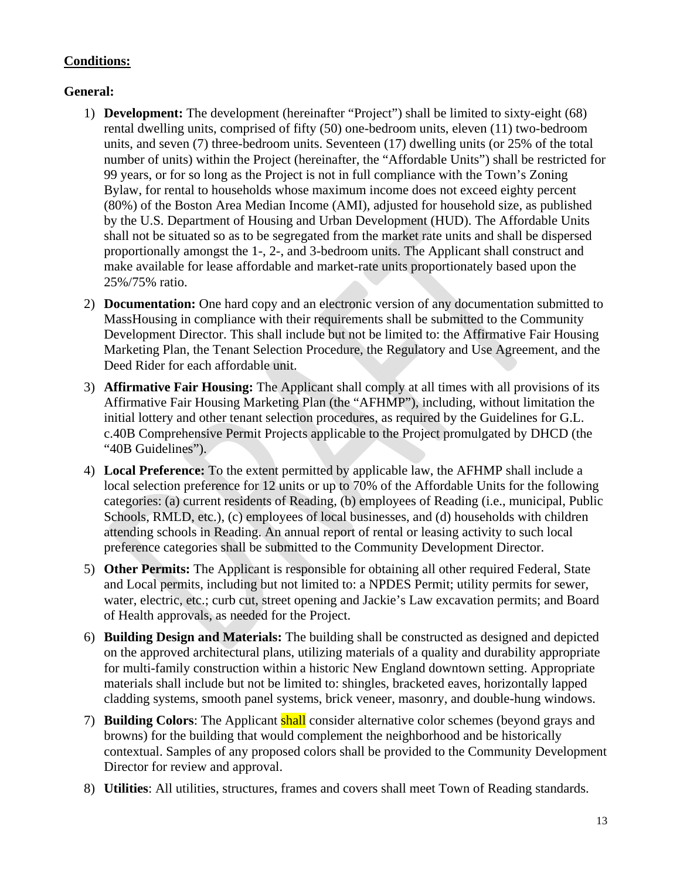**<u>Conditions:</u>**

**General:**

1) **Development:** The development (hereinafter "Project") shall be limited to sixty-eight (68) rental dwelling units, comprised of fifty (50) one-bedroom units, eleven (11) two-bedroom units, and seven (7) three-bedroom units. Seventeen (17) dwelling units (or 25% of the total number of units) within the Project (hereinafter, the "Affordable Units") shall be restricted for 99 years, or for so long as the Project is not in full compliance with the Town's Zoning Bylaw, for rental to households whose maximum income does not exceed eighty percent (80%) of the Boston Area Median Income (AMI), adjusted for household size, as published by the U.S. Department of Housing and Urban Development (HUD). The Affordable Units shall not be situated so as to be segregated from the market rate units and shall be dispersed proportionally amongst the 1-, 2-, and 3-bedroom units. The Applicant shall construct and make available for lease affordable and market-rate units proportionately based upon the 25%/75% ratio.

2) **Documentation:** One hard copy and an electronic version of any documentation submitted to MassHousing in compliance with their requirements shall be submitted to the Community Development Director. This shall include but not be limited to: the Affirmative Fair Housing Marketing Plan, the Tenant Selection Procedure, the Regulatory and Use Agreement, and the Deed Rider for each affordable unit.

3) **Affirmative Fair Housing:** The Applicant shall comply at all times with all provisions of its Affirmative Fair Housing Marketing Plan (the "AFHMP"), including, without limitation the initial lottery and other tenant selection procedures, as required by the Guidelines for G.L. c.40B Comprehensive Permit Projects applicable to the Project promulgated by DHCD (the "40B Guidelines").

4) **Local Preference:** To the extent permitted by applicable law, the AFHMP shall include a local selection preference for 12 units or up to 70% of the Affordable Units for the following categories: (a) current residents of Reading, (b) employees of Reading (i.e., municipal, Public Schools, RMLD, etc.), (c) employees of local businesses, and (d) households with children attending schools in Reading. An annual report of rental or leasing activity to such local preference categories shall be submitted to the Community Development Director.

5) **Other Permits:** The Applicant is responsible for obtaining all other required Federal, State and Local permits, including but not limited to: a NPDES Permit; utility permits for sewer, water, electric, etc.; curb cut, street opening and Jackie's Law excavation permits; and Board of Health approvals, as needed for the Project.

6) **Building Design and Materials:** The building shall be constructed as designed and depicted on the approved architectural plans, utilizing materials of a quality and durability appropriate for multi-family construction within a historic New England downtown setting. Appropriate materials shall include but not be limited to: shingles, bracketed eaves, horizontally lapped cladding systems, smooth panel systems, brick veneer, masonry, and double-hung windows.

7) **Building Colors**: The Applicant shall consider alternative color schemes (beyond grays and browns) for the building that would complement the neighborhood and be historically contextual. Samples of any proposed colors shall be provided to the Community Development Director for review and approval.

8) **Utilities**: All utilities, structures, frames and covers shall meet Town of Reading standards.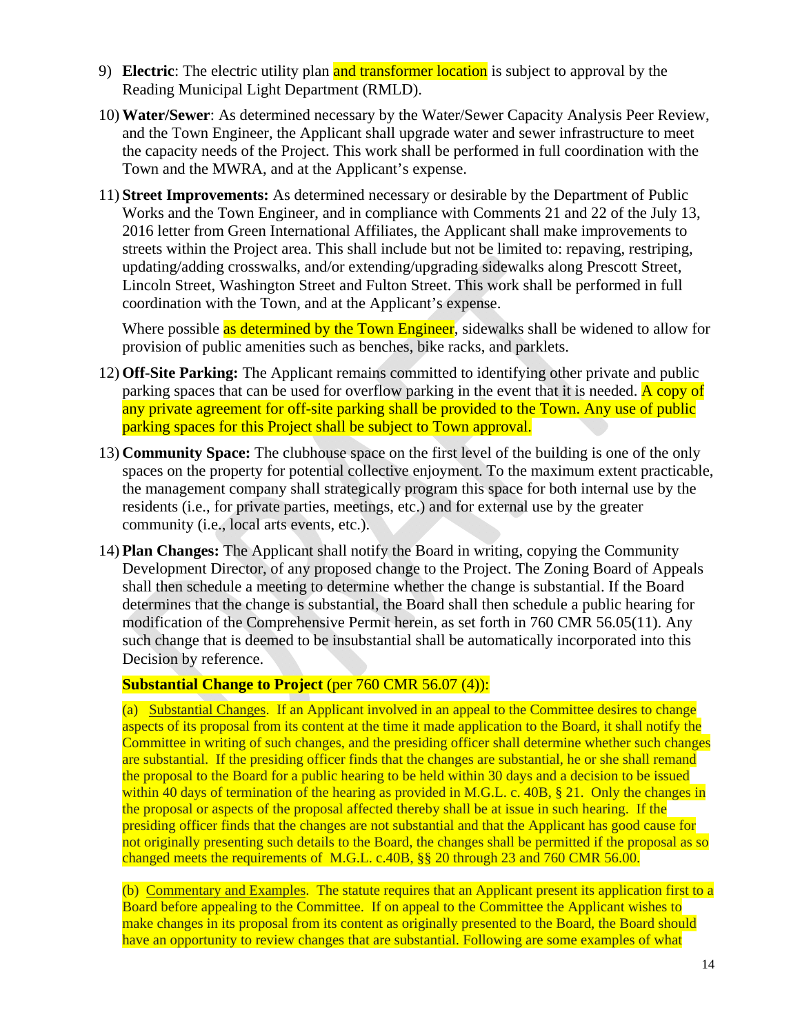9) **Electric**: The electric utility plan and transformer location is subject to approval by the Reading Municipal Light Department (RMLD).

10) **Water/Sewer**: As determined necessary by the Water/Sewer Capacity Analysis Peer Review, and the Town Engineer, the Applicant shall upgrade water and sewer infrastructure to meet the capacity needs of the Project. This work shall be performed in full coordination with the Town and the MWRA, and at the Applicant's expense.

11) **Street Improvements:** As determined necessary or desirable by the Department of Public Works and the Town Engineer, and in compliance with Comments 21 and 22 of the July 13, 2016 letter from Green International Affiliates, the Applicant shall make improvements to streets within the Project area. This shall include but not be limited to: repaving, restriping, updating/adding crosswalks, and/or extending/upgrading sidewalks along Prescott Street, Lincoln Street, Washington Street and Fulton Street. This work shall be performed in full coordination with the Town, and at the Applicant's expense.

    Where possible as determined by the Town Engineer, sidewalks shall be widened to allow for provision of public amenities such as benches, bike racks, and parklets.

12) **Off-Site Parking:** The Applicant remains committed to identifying other private and public parking spaces that can be used for overflow parking in the event that it is needed. A copy of any private agreement for off-site parking shall be provided to the Town. Any use of public parking spaces for this Project shall be subject to Town approval.

13) **Community Space:** The clubhouse space on the first level of the building is one of the only spaces on the property for potential collective enjoyment. To the maximum extent practicable, the management company shall strategically program this space for both internal use by the residents (i.e., for private parties, meetings, etc.) and for external use by the greater community (i.e., local arts events, etc.).

14) **Plan Changes:** The Applicant shall notify the Board in writing, copying the Community Development Director, of any proposed change to the Project. The Zoning Board of Appeals shall then schedule a meeting to determine whether the change is substantial. If the Board determines that the change is substantial, the Board shall then schedule a public hearing for modification of the Comprehensive Permit herein, as set forth in 760 CMR 56.05(11). Any such change that is deemed to be insubstantial shall be automatically incorporated into this Decision by reference.

    **Substantial Change to Project** (per 760 CMR 56.07 (4)):

    (a) Substantial Changes. If an Applicant involved in an appeal to the Committee desires to change aspects of its proposal from its content at the time it made application to the Board, it shall notify the Committee in writing of such changes, and the presiding officer shall determine whether such changes are substantial. If the presiding officer finds that the changes are substantial, he or she shall remand the proposal to the Board for a public hearing to be held within 30 days and a decision to be issued within 40 days of termination of the hearing as provided in M.G.L. c. 40B, § 21. Only the changes in the proposal or aspects of the proposal affected thereby shall be at issue in such hearing. If the presiding officer finds that the changes are not substantial and that the Applicant has good cause for not originally presenting such details to the Board, the changes shall be permitted if the proposal as so changed meets the requirements of M.G.L. c.40B, §§ 20 through 23 and 760 CMR 56.00.

    (b) Commentary and Examples. The statute requires that an Applicant present its application first to a Board before appealing to the Committee. If on appeal to the Committee the Applicant wishes to make changes in its proposal from its content as originally presented to the Board, the Board should have an opportunity to review changes that are substantial. Following are some examples of what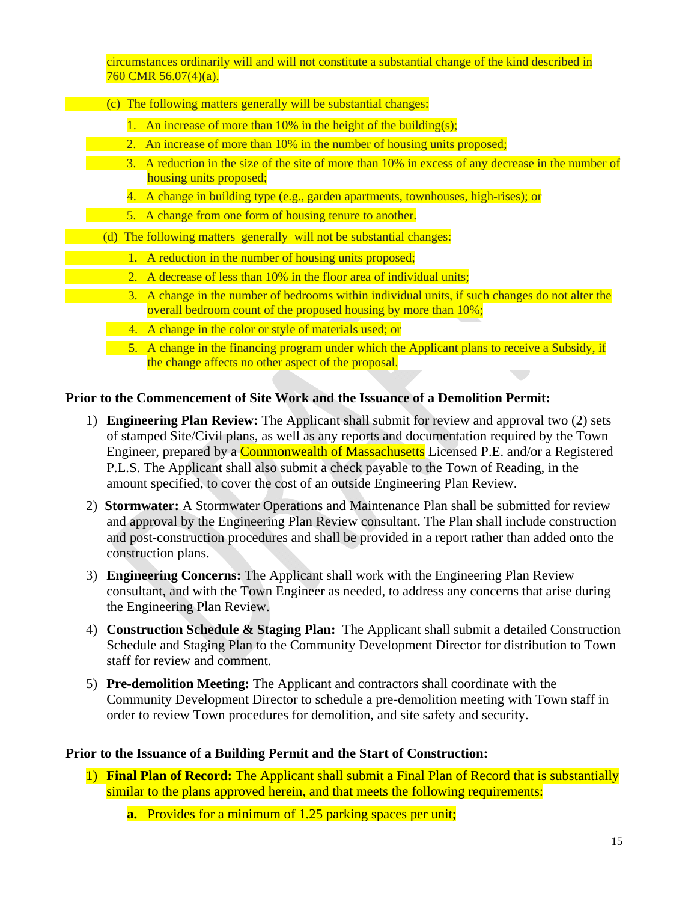circumstances ordinarily will and will not constitute a substantial change of the kind described in 760 CMR 56.07(4)(a).

(c) The following matters generally will be substantial changes:

1. An increase of more than 10% in the height of the building(s);
2. An increase of more than 10% in the number of housing units proposed;
3. A reduction in the size of the site of more than 10% in excess of any decrease in the number of housing units proposed;
4. A change in building type (e.g., garden apartments, townhouses, high-rises); or
5. A change from one form of housing tenure to another.

(d) The following matters generally will not be substantial changes:

1. A reduction in the number of housing units proposed;
2. A decrease of less than 10% in the floor area of individual units;
3. A change in the number of bedrooms within individual units, if such changes do not alter the overall bedroom count of the proposed housing by more than 10%;
4. A change in the color or style of materials used; or
5. A change in the financing program under which the Applicant plans to receive a Subsidy, if the change affects no other aspect of the proposal.

**Prior to the Commencement of Site Work and the Issuance of a Demolition Permit:**

1) **Engineering Plan Review:** The Applicant shall submit for review and approval two (2) sets of stamped Site/Civil plans, as well as any reports and documentation required by the Town Engineer, prepared by a Commonwealth of Massachusetts Licensed P.E. and/or a Registered P.L.S. The Applicant shall also submit a check payable to the Town of Reading, in the amount specified, to cover the cost of an outside Engineering Plan Review.

2) **Stormwater:** A Stormwater Operations and Maintenance Plan shall be submitted for review and approval by the Engineering Plan Review consultant. The Plan shall include construction and post-construction procedures and shall be provided in a report rather than added onto the construction plans.

3) **Engineering Concerns:** The Applicant shall work with the Engineering Plan Review consultant, and with the Town Engineer as needed, to address any concerns that arise during the Engineering Plan Review.

4) **Construction Schedule & Staging Plan:** The Applicant shall submit a detailed Construction Schedule and Staging Plan to the Community Development Director for distribution to Town staff for review and comment.

5) **Pre-demolition Meeting:** The Applicant and contractors shall coordinate with the Community Development Director to schedule a pre-demolition meeting with Town staff in order to review Town procedures for demolition, and site safety and security.

**Prior to the Issuance of a Building Permit and the Start of Construction:**

1) **Final Plan of Record:** The Applicant shall submit a Final Plan of Record that is substantially similar to the plans approved herein, and that meets the following requirements:

   **a.** Provides for a minimum of 1.25 parking spaces per unit;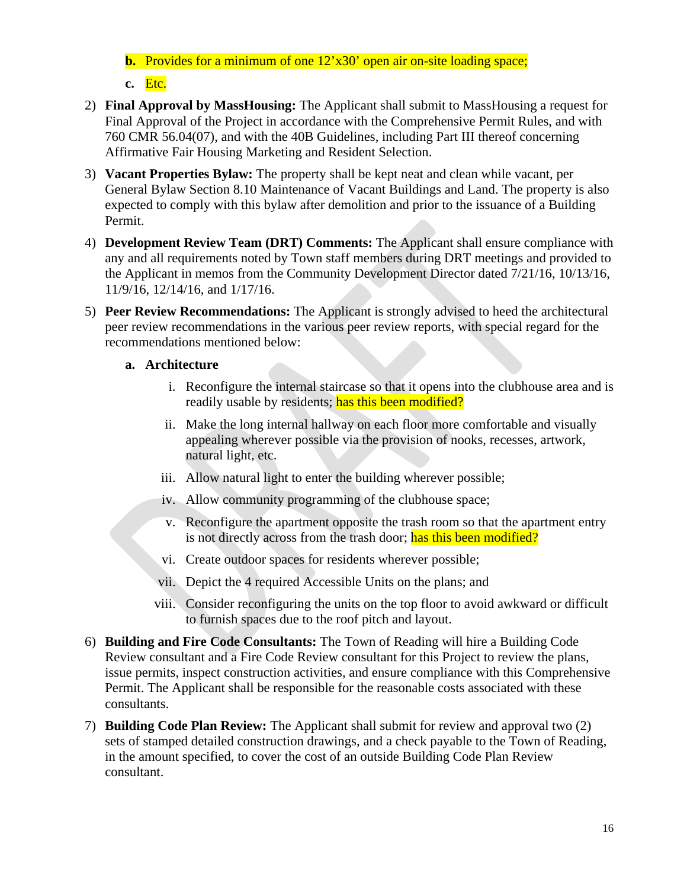**b.** Provides for a minimum of one 12'x30' open air on-site loading space;

**c.** Etc.

2) **Final Approval by MassHousing:** The Applicant shall submit to MassHousing a request for Final Approval of the Project in accordance with the Comprehensive Permit Rules, and with 760 CMR 56.04(07), and with the 40B Guidelines, including Part III thereof concerning Affirmative Fair Housing Marketing and Resident Selection.

3) **Vacant Properties Bylaw:** The property shall be kept neat and clean while vacant, per General Bylaw Section 8.10 Maintenance of Vacant Buildings and Land. The property is also expected to comply with this bylaw after demolition and prior to the issuance of a Building Permit.

4) **Development Review Team (DRT) Comments:** The Applicant shall ensure compliance with any and all requirements noted by Town staff members during DRT meetings and provided to the Applicant in memos from the Community Development Director dated 7/21/16, 10/13/16, 11/9/16, 12/14/16, and 1/17/16.

5) **Peer Review Recommendations:** The Applicant is strongly advised to heed the architectural peer review recommendations in the various peer review reports, with special regard for the recommendations mentioned below:

   **a. Architecture**

      i. Reconfigure the internal staircase so that it opens into the clubhouse area and is readily usable by residents; has this been modified?

      ii. Make the long internal hallway on each floor more comfortable and visually appealing wherever possible via the provision of nooks, recesses, artwork, natural light, etc.

      iii. Allow natural light to enter the building wherever possible;

      iv. Allow community programming of the clubhouse space;

      v. Reconfigure the apartment opposite the trash room so that the apartment entry is not directly across from the trash door; has this been modified?

      vi. Create outdoor spaces for residents wherever possible;

      vii. Depict the 4 required Accessible Units on the plans; and

      viii. Consider reconfiguring the units on the top floor to avoid awkward or difficult to furnish spaces due to the roof pitch and layout.

6) **Building and Fire Code Consultants:** The Town of Reading will hire a Building Code Review consultant and a Fire Code Review consultant for this Project to review the plans, issue permits, inspect construction activities, and ensure compliance with this Comprehensive Permit. The Applicant shall be responsible for the reasonable costs associated with these consultants.

7) **Building Code Plan Review:** The Applicant shall submit for review and approval two (2) sets of stamped detailed construction drawings, and a check payable to the Town of Reading, in the amount specified, to cover the cost of an outside Building Code Plan Review consultant.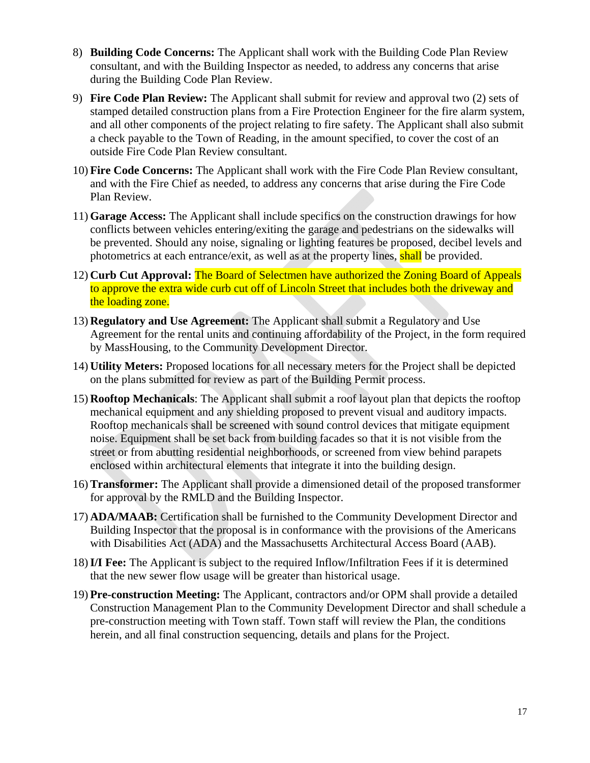8) **Building Code Concerns:** The Applicant shall work with the Building Code Plan Review consultant, and with the Building Inspector as needed, to address any concerns that arise during the Building Code Plan Review.

9) **Fire Code Plan Review:** The Applicant shall submit for review and approval two (2) sets of stamped detailed construction plans from a Fire Protection Engineer for the fire alarm system, and all other components of the project relating to fire safety. The Applicant shall also submit a check payable to the Town of Reading, in the amount specified, to cover the cost of an outside Fire Code Plan Review consultant.

10) **Fire Code Concerns:** The Applicant shall work with the Fire Code Plan Review consultant, and with the Fire Chief as needed, to address any concerns that arise during the Fire Code Plan Review.

11) **Garage Access:** The Applicant shall include specifics on the construction drawings for how conflicts between vehicles entering/exiting the garage and pedestrians on the sidewalks will be prevented. Should any noise, signaling or lighting features be proposed, decibel levels and photometrics at each entrance/exit, as well as at the property lines, shall be provided.

12) **Curb Cut Approval:** The Board of Selectmen have authorized the Zoning Board of Appeals to approve the extra wide curb cut off of Lincoln Street that includes both the driveway and the loading zone.

13) **Regulatory and Use Agreement:** The Applicant shall submit a Regulatory and Use Agreement for the rental units and continuing affordability of the Project, in the form required by MassHousing, to the Community Development Director.

14) **Utility Meters:** Proposed locations for all necessary meters for the Project shall be depicted on the plans submitted for review as part of the Building Permit process.

15) **Rooftop Mechanicals**: The Applicant shall submit a roof layout plan that depicts the rooftop mechanical equipment and any shielding proposed to prevent visual and auditory impacts. Rooftop mechanicals shall be screened with sound control devices that mitigate equipment noise. Equipment shall be set back from building facades so that it is not visible from the street or from abutting residential neighborhoods, or screened from view behind parapets enclosed within architectural elements that integrate it into the building design.

16) **Transformer:** The Applicant shall provide a dimensioned detail of the proposed transformer for approval by the RMLD and the Building Inspector.

17) **ADA/MAAB:** Certification shall be furnished to the Community Development Director and Building Inspector that the proposal is in conformance with the provisions of the Americans with Disabilities Act (ADA) and the Massachusetts Architectural Access Board (AAB).

18) **I/I Fee:** The Applicant is subject to the required Inflow/Infiltration Fees if it is determined that the new sewer flow usage will be greater than historical usage.

19) **Pre-construction Meeting:** The Applicant, contractors and/or OPM shall provide a detailed Construction Management Plan to the Community Development Director and shall schedule a pre-construction meeting with Town staff. Town staff will review the Plan, the conditions herein, and all final construction sequencing, details and plans for the Project.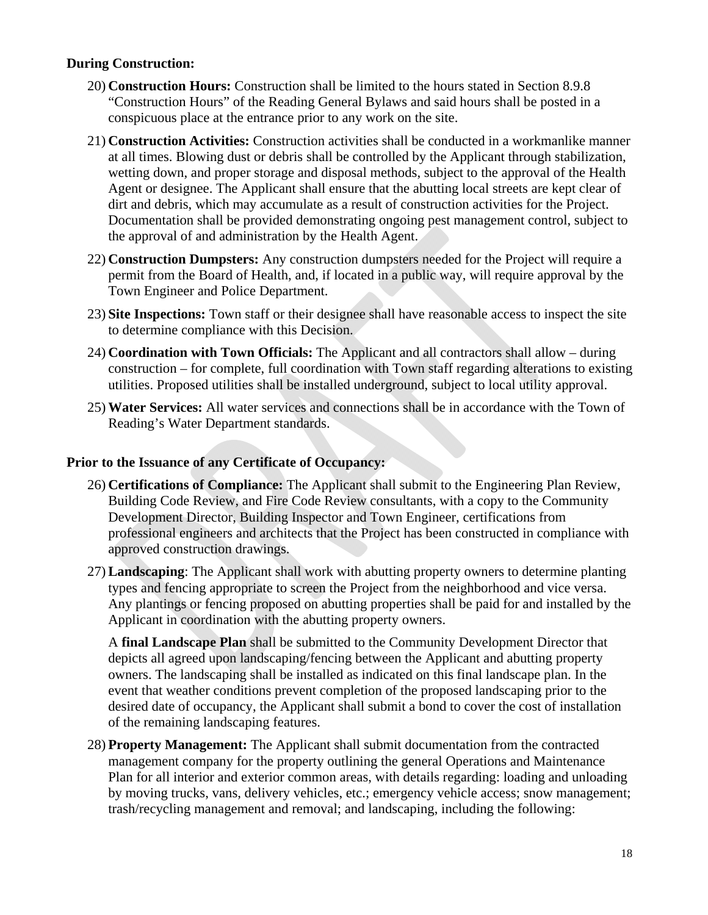**During Construction:**

20) **Construction Hours:** Construction shall be limited to the hours stated in Section 8.9.8 "Construction Hours" of the Reading General Bylaws and said hours shall be posted in a conspicuous place at the entrance prior to any work on the site.

21) **Construction Activities:** Construction activities shall be conducted in a workmanlike manner at all times. Blowing dust or debris shall be controlled by the Applicant through stabilization, wetting down, and proper storage and disposal methods, subject to the approval of the Health Agent or designee. The Applicant shall ensure that the abutting local streets are kept clear of dirt and debris, which may accumulate as a result of construction activities for the Project. Documentation shall be provided demonstrating ongoing pest management control, subject to the approval of and administration by the Health Agent.

22) **Construction Dumpsters:** Any construction dumpsters needed for the Project will require a permit from the Board of Health, and, if located in a public way, will require approval by the Town Engineer and Police Department.

23) **Site Inspections:** Town staff or their designee shall have reasonable access to inspect the site to determine compliance with this Decision.

24) **Coordination with Town Officials:** The Applicant and all contractors shall allow – during construction – for complete, full coordination with Town staff regarding alterations to existing utilities. Proposed utilities shall be installed underground, subject to local utility approval.

25) **Water Services:** All water services and connections shall be in accordance with the Town of Reading's Water Department standards.

**Prior to the Issuance of any Certificate of Occupancy:**

26) **Certifications of Compliance:** The Applicant shall submit to the Engineering Plan Review, Building Code Review, and Fire Code Review consultants, with a copy to the Community Development Director, Building Inspector and Town Engineer, certifications from professional engineers and architects that the Project has been constructed in compliance with approved construction drawings.

27) **Landscaping**: The Applicant shall work with abutting property owners to determine planting types and fencing appropriate to screen the Project from the neighborhood and vice versa. Any plantings or fencing proposed on abutting properties shall be paid for and installed by the Applicant in coordination with the abutting property owners.

    A **final Landscape Plan** shall be submitted to the Community Development Director that depicts all agreed upon landscaping/fencing between the Applicant and abutting property owners. The landscaping shall be installed as indicated on this final landscape plan. In the event that weather conditions prevent completion of the proposed landscaping prior to the desired date of occupancy, the Applicant shall submit a bond to cover the cost of installation of the remaining landscaping features.

28) **Property Management:** The Applicant shall submit documentation from the contracted management company for the property outlining the general Operations and Maintenance Plan for all interior and exterior common areas, with details regarding: loading and unloading by moving trucks, vans, delivery vehicles, etc.; emergency vehicle access; snow management; trash/recycling management and removal; and landscaping, including the following: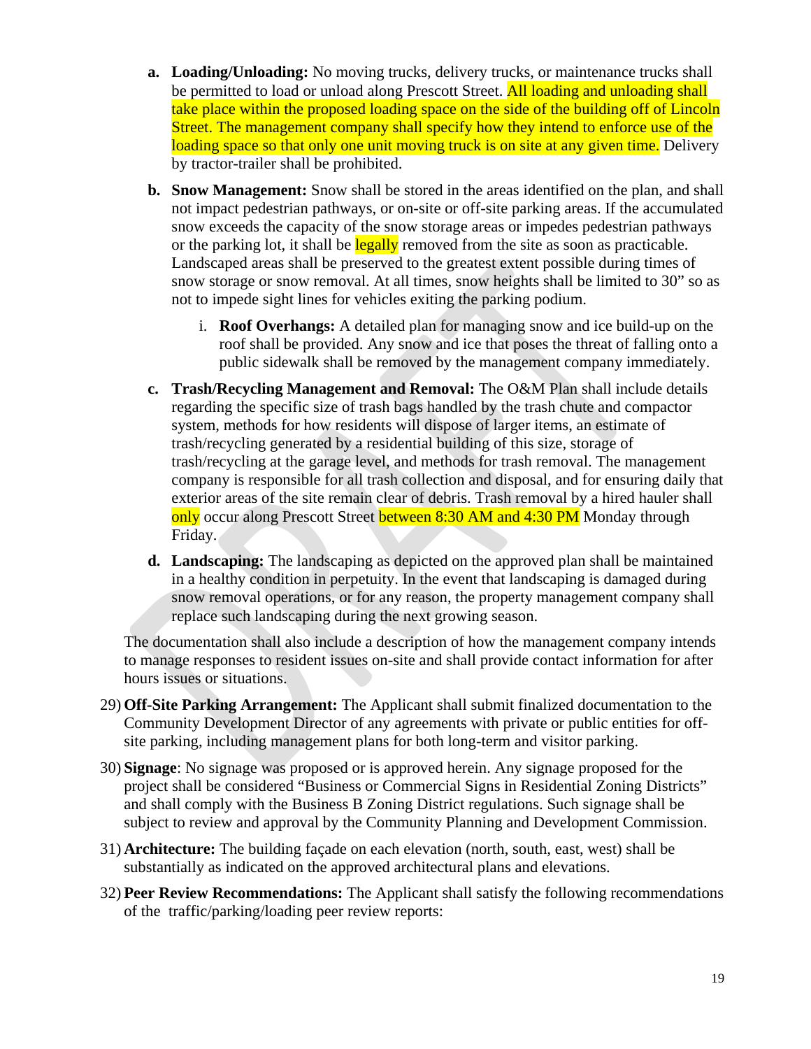a. **Loading/Unloading:** No moving trucks, delivery trucks, or maintenance trucks shall be permitted to load or unload along Prescott Street. All loading and unloading shall take place within the proposed loading space on the side of the building off of Lincoln Street. The management company shall specify how they intend to enforce use of the loading space so that only one unit moving truck is on site at any given time. Delivery by tractor-trailer shall be prohibited.

b. **Snow Management:** Snow shall be stored in the areas identified on the plan, and shall not impact pedestrian pathways, or on-site or off-site parking areas. If the accumulated snow exceeds the capacity of the snow storage areas or impedes pedestrian pathways or the parking lot, it shall be legally removed from the site as soon as practicable. Landscaped areas shall be preserved to the greatest extent possible during times of snow storage or snow removal. At all times, snow heights shall be limited to 30" so as not to impede sight lines for vehicles exiting the parking podium.

   i. **Roof Overhangs:** A detailed plan for managing snow and ice build-up on the roof shall be provided. Any snow and ice that poses the threat of falling onto a public sidewalk shall be removed by the management company immediately.

c. **Trash/Recycling Management and Removal:** The O&M Plan shall include details regarding the specific size of trash bags handled by the trash chute and compactor system, methods for how residents will dispose of larger items, an estimate of trash/recycling generated by a residential building of this size, storage of trash/recycling at the garage level, and methods for trash removal. The management company is responsible for all trash collection and disposal, and for ensuring daily that exterior areas of the site remain clear of debris. Trash removal by a hired hauler shall only occur along Prescott Street between 8:30 AM and 4:30 PM Monday through Friday.

d. **Landscaping:** The landscaping as depicted on the approved plan shall be maintained in a healthy condition in perpetuity. In the event that landscaping is damaged during snow removal operations, or for any reason, the property management company shall replace such landscaping during the next growing season.

The documentation shall also include a description of how the management company intends to manage responses to resident issues on-site and shall provide contact information for after hours issues or situations.

29) **Off-Site Parking Arrangement:** The Applicant shall submit finalized documentation to the Community Development Director of any agreements with private or public entities for off-site parking, including management plans for both long-term and visitor parking.

30) **Signage**: No signage was proposed or is approved herein. Any signage proposed for the project shall be considered "Business or Commercial Signs in Residential Zoning Districts" and shall comply with the Business B Zoning District regulations. Such signage shall be subject to review and approval by the Community Planning and Development Commission.

31) **Architecture:** The building façade on each elevation (north, south, east, west) shall be substantially as indicated on the approved architectural plans and elevations.

32) **Peer Review Recommendations:** The Applicant shall satisfy the following recommendations of the traffic/parking/loading peer review reports: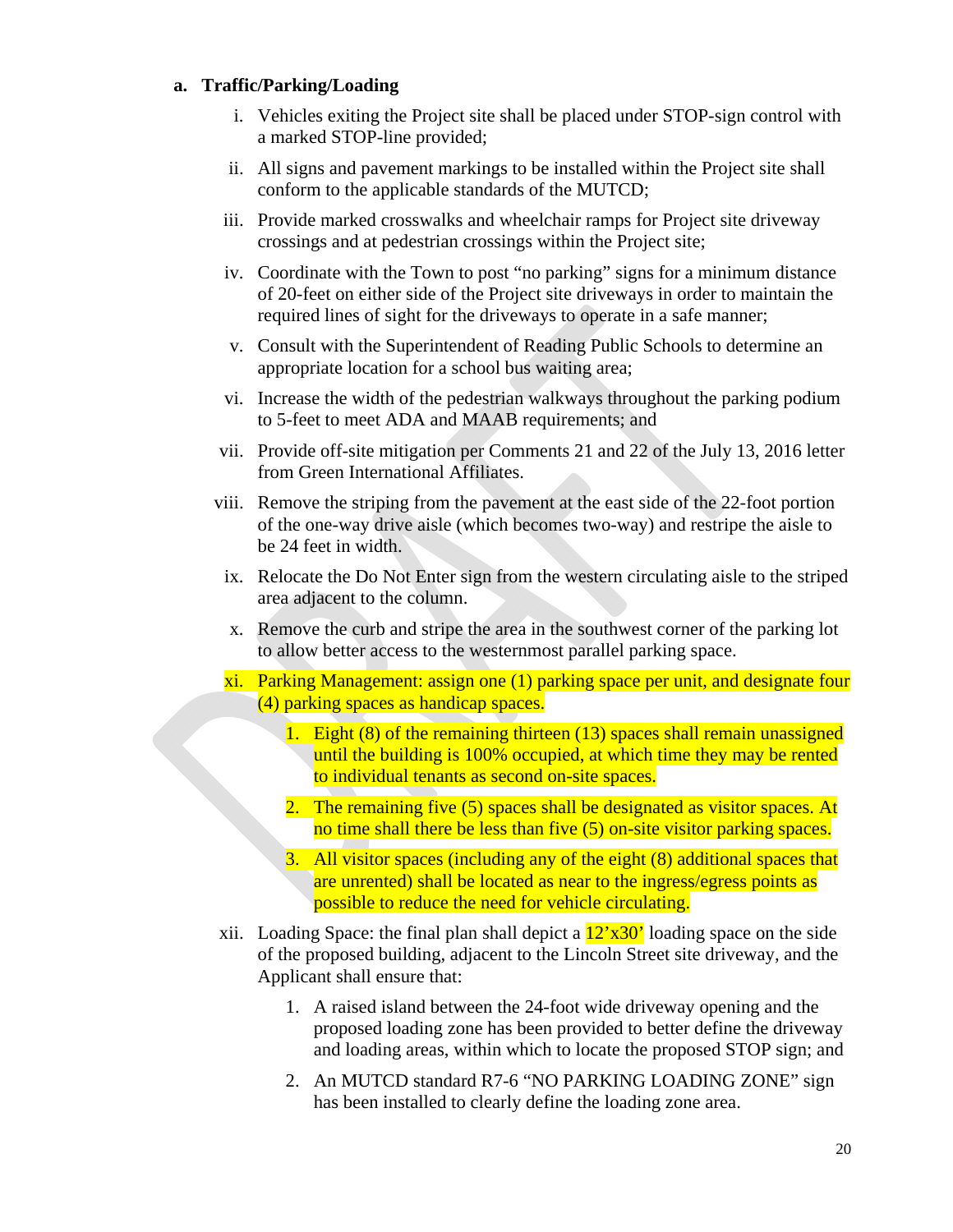**a. Traffic/Parking/Loading**

i. Vehicles exiting the Project site shall be placed under STOP-sign control with a marked STOP-line provided;

ii. All signs and pavement markings to be installed within the Project site shall conform to the applicable standards of the MUTCD;

iii. Provide marked crosswalks and wheelchair ramps for Project site driveway crossings and at pedestrian crossings within the Project site;

iv. Coordinate with the Town to post "no parking" signs for a minimum distance of 20-feet on either side of the Project site driveways in order to maintain the required lines of sight for the driveways to operate in a safe manner;

v. Consult with the Superintendent of Reading Public Schools to determine an appropriate location for a school bus waiting area;

vi. Increase the width of the pedestrian walkways throughout the parking podium to 5-feet to meet ADA and MAAB requirements; and

vii. Provide off-site mitigation per Comments 21 and 22 of the July 13, 2016 letter from Green International Affiliates.

viii. Remove the striping from the pavement at the east side of the 22-foot portion of the one-way drive aisle (which becomes two-way) and restripe the aisle to be 24 feet in width.

ix. Relocate the Do Not Enter sign from the western circulating aisle to the striped area adjacent to the column.

x. Remove the curb and stripe the area in the southwest corner of the parking lot to allow better access to the westernmost parallel parking space.

xi. Parking Management: assign one (1) parking space per unit, and designate four (4) parking spaces as handicap spaces.

1. Eight (8) of the remaining thirteen (13) spaces shall remain unassigned until the building is 100% occupied, at which time they may be rented to individual tenants as second on-site spaces.
2. The remaining five (5) spaces shall be designated as visitor spaces. At no time shall there be less than five (5) on-site visitor parking spaces.
3. All visitor spaces (including any of the eight (8) additional spaces that are unrented) shall be located as near to the ingress/egress points as possible to reduce the need for vehicle circulating.

xii. Loading Space: the final plan shall depict a 12'x30' loading space on the side of the proposed building, adjacent to the Lincoln Street site driveway, and the Applicant shall ensure that:

1. A raised island between the 24-foot wide driveway opening and the proposed loading zone has been provided to better define the driveway and loading areas, within which to locate the proposed STOP sign; and
2. An MUTCD standard R7-6 "NO PARKING LOADING ZONE" sign has been installed to clearly define the loading zone area.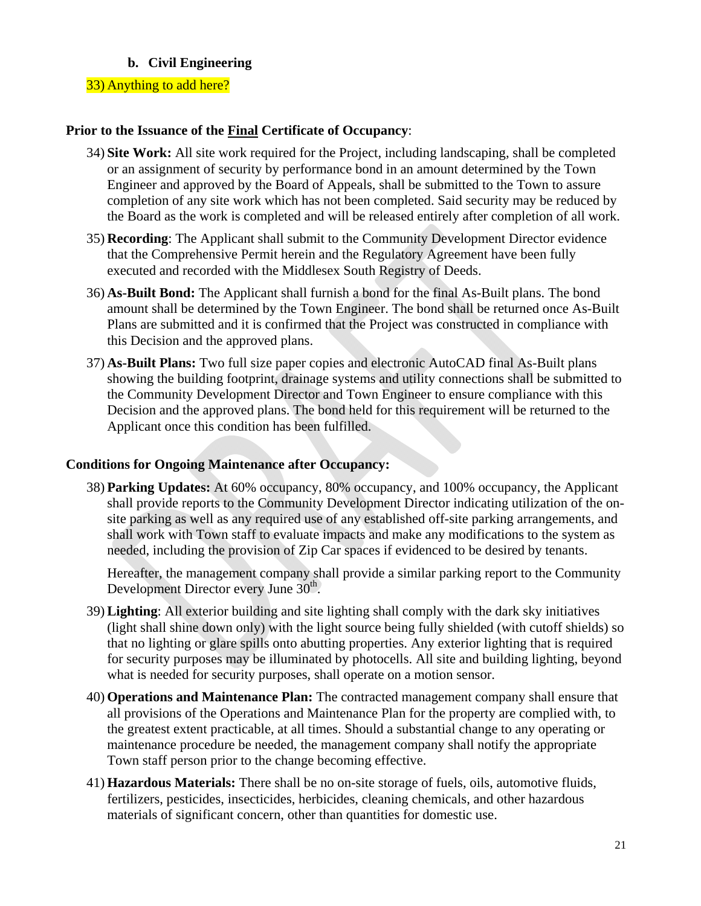**b. Civil Engineering**

33) Anything to add here?

**Prior to the Issuance of the Final Certificate of Occupancy**:

34) **Site Work:** All site work required for the Project, including landscaping, shall be completed or an assignment of security by performance bond in an amount determined by the Town Engineer and approved by the Board of Appeals, shall be submitted to the Town to assure completion of any site work which has not been completed. Said security may be reduced by the Board as the work is completed and will be released entirely after completion of all work.

35) **Recording**: The Applicant shall submit to the Community Development Director evidence that the Comprehensive Permit herein and the Regulatory Agreement have been fully executed and recorded with the Middlesex South Registry of Deeds.

36) **As-Built Bond:** The Applicant shall furnish a bond for the final As-Built plans. The bond amount shall be determined by the Town Engineer. The bond shall be returned once As-Built Plans are submitted and it is confirmed that the Project was constructed in compliance with this Decision and the approved plans.

37) **As-Built Plans:** Two full size paper copies and electronic AutoCAD final As-Built plans showing the building footprint, drainage systems and utility connections shall be submitted to the Community Development Director and Town Engineer to ensure compliance with this Decision and the approved plans. The bond held for this requirement will be returned to the Applicant once this condition has been fulfilled.

**Conditions for Ongoing Maintenance after Occupancy:**

38) **Parking Updates:** At 60% occupancy, 80% occupancy, and 100% occupancy, the Applicant shall provide reports to the Community Development Director indicating utilization of the on-site parking as well as any required use of any established off-site parking arrangements, and shall work with Town staff to evaluate impacts and make any modifications to the system as needed, including the provision of Zip Car spaces if evidenced to be desired by tenants.

    Hereafter, the management company shall provide a similar parking report to the Community Development Director every June 30th.

39) **Lighting**: All exterior building and site lighting shall comply with the dark sky initiatives (light shall shine down only) with the light source being fully shielded (with cutoff shields) so that no lighting or glare spills onto abutting properties. Any exterior lighting that is required for security purposes may be illuminated by photocells. All site and building lighting, beyond what is needed for security purposes, shall operate on a motion sensor.

40) **Operations and Maintenance Plan:** The contracted management company shall ensure that all provisions of the Operations and Maintenance Plan for the property are complied with, to the greatest extent practicable, at all times. Should a substantial change to any operating or maintenance procedure be needed, the management company shall notify the appropriate Town staff person prior to the change becoming effective.

41) **Hazardous Materials:** There shall be no on-site storage of fuels, oils, automotive fluids, fertilizers, pesticides, insecticides, herbicides, cleaning chemicals, and other hazardous materials of significant concern, other than quantities for domestic use.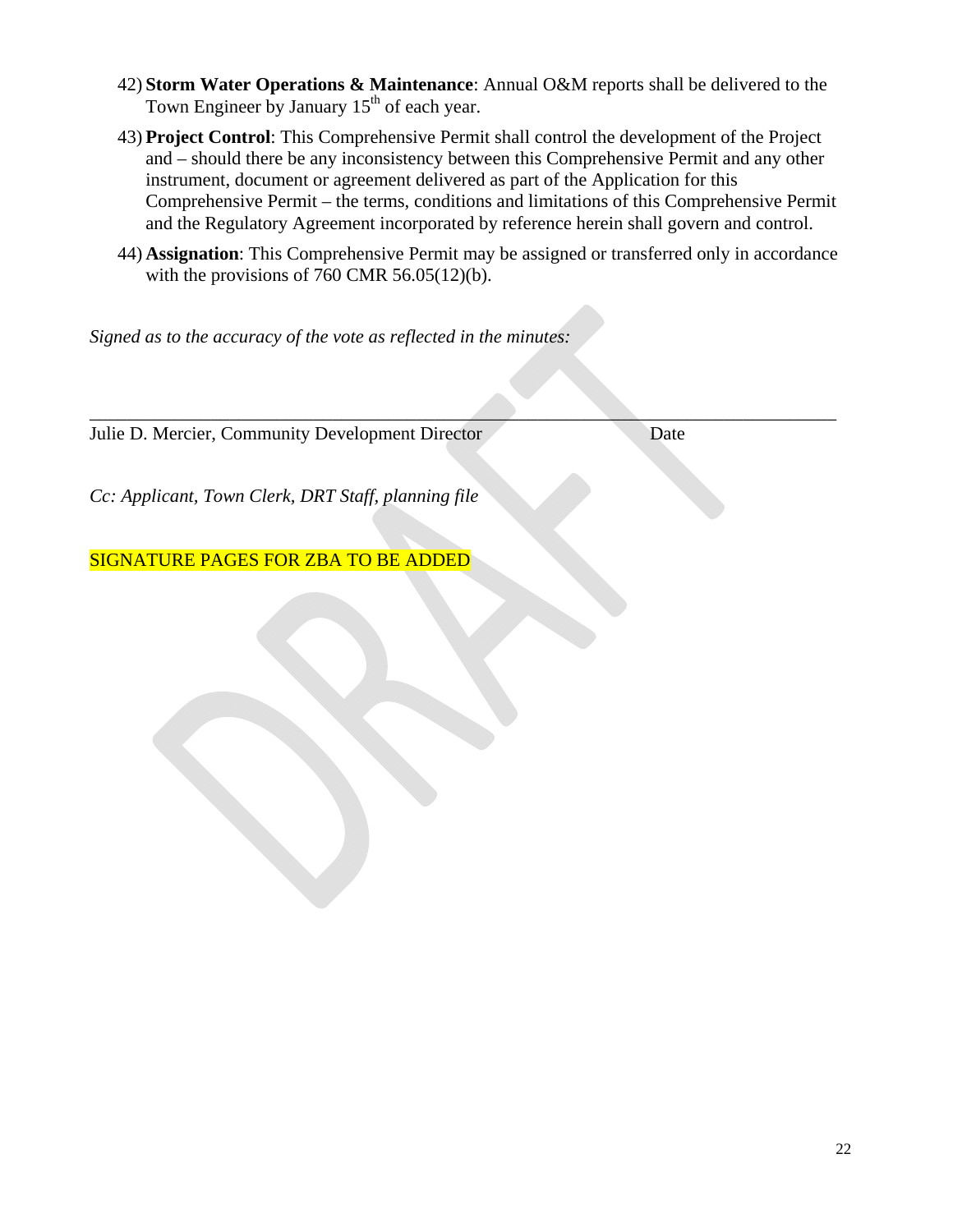42) **Storm Water Operations & Maintenance**: Annual O&M reports shall be delivered to the Town Engineer by January 15th of each year.

43) **Project Control**: This Comprehensive Permit shall control the development of the Project and – should there be any inconsistency between this Comprehensive Permit and any other instrument, document or agreement delivered as part of the Application for this Comprehensive Permit – the terms, conditions and limitations of this Comprehensive Permit and the Regulatory Agreement incorporated by reference herein shall govern and control.

44) **Assignation**: This Comprehensive Permit may be assigned or transferred only in accordance with the provisions of 760 CMR 56.05(12)(b).

*Signed as to the accuracy of the vote as reflected in the minutes:*

\_\_\_\_\_\_\_\_\_\_\_\_\_\_\_\_\_\_\_\_\_\_\_\_\_\_\_\_\_\_\_\_\_\_\_\_\_\_\_\_\_\_\_\_\_\_\_\_\_\_\_\_\_\_\_\_\_\_\_\_\_\_\_\_\_\_\_\_\_\_\_\_\_\_\_\_

Julie D. Mercier, Community Development Director Date

*Cc: Applicant, Town Clerk, DRT Staff, planning file*

SIGNATURE PAGES FOR ZBA TO BE ADDED

DRAFT